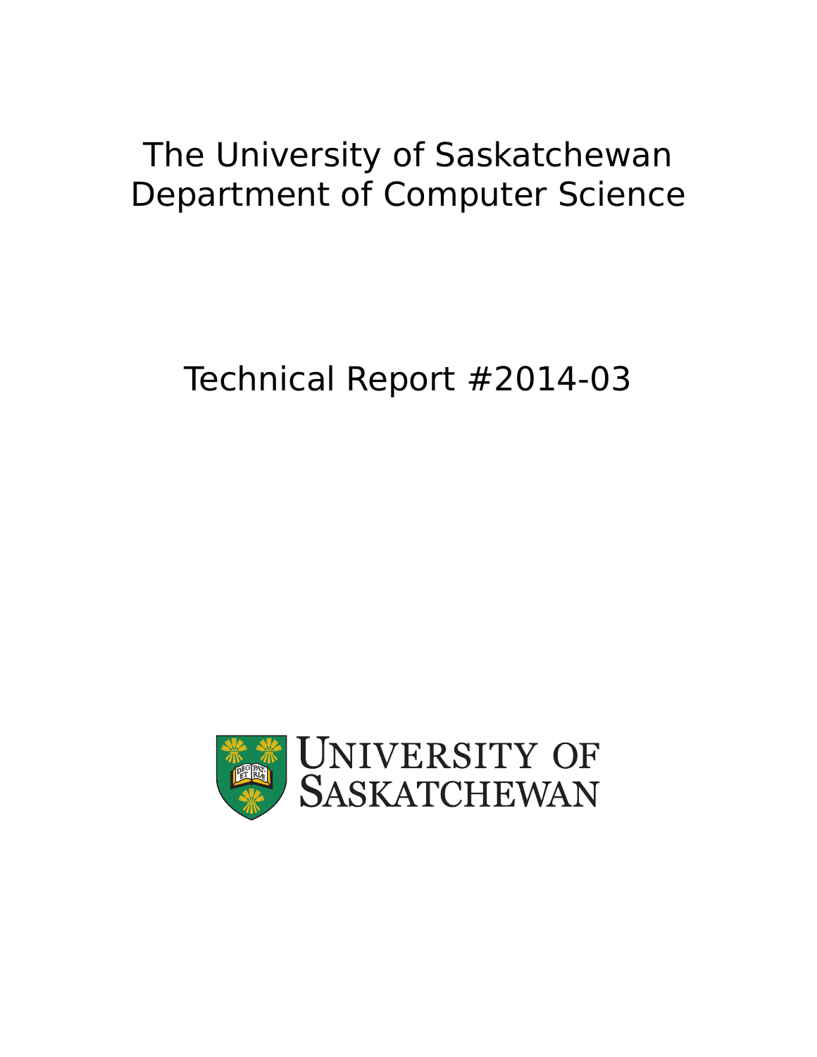# The University of Saskatchewan Department of Computer Science

## Technical Report #2014-03

UNIVERSITY OF SASKATCHEWAN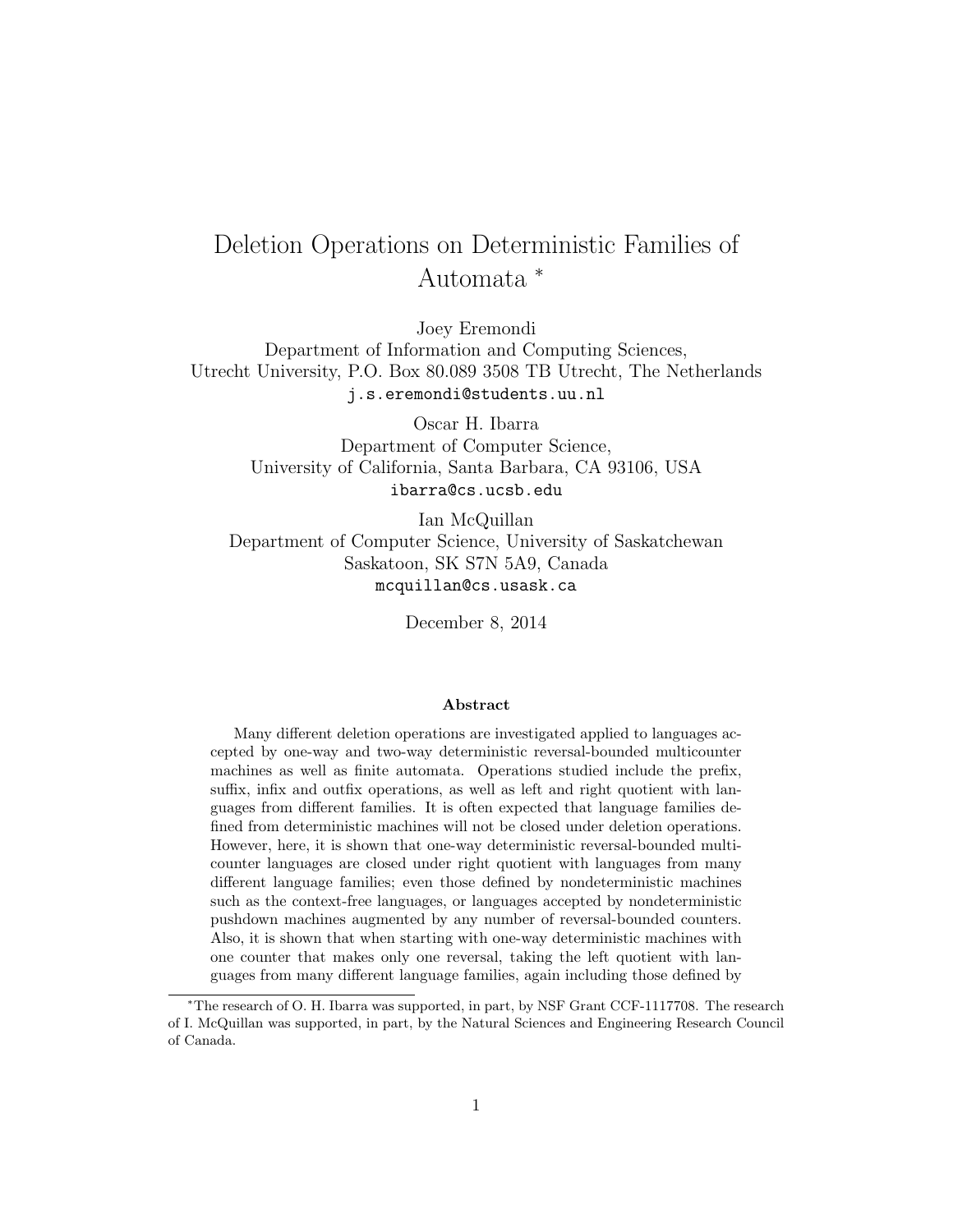# Deletion Operations on Deterministic Families of Automata *

Joey Eremondi
Department of Information and Computing Sciences,
Utrecht University, P.O. Box 80.089 3508 TB Utrecht, The Netherlands
j.s.eremondi@students.uu.nl

Oscar H. Ibarra
Department of Computer Science,
University of California, Santa Barbara, CA 93106, USA
ibarra@cs.ucsb.edu

Ian McQuillan
Department of Computer Science, University of Saskatchewan
Saskatoon, SK S7N 5A9, Canada
mcquillan@cs.usask.ca

December 8, 2014

## Abstract

Many different deletion operations are investigated applied to languages accepted by one-way and two-way deterministic reversal-bounded multicounter machines as well as finite automata. Operations studied include the prefix, suffix, infix and outfix operations, as well as left and right quotient with languages from different families. It is often expected that language families defined from deterministic machines will not be closed under deletion operations. However, here, it is shown that one-way deterministic reversal-bounded multicounter languages are closed under right quotient with languages from many different language families; even those defined by nondeterministic machines such as the context-free languages, or languages accepted by nondeterministic pushdown machines augmented by any number of reversal-bounded counters. Also, it is shown that when starting with one-way deterministic machines with one counter that makes only one reversal, taking the left quotient with languages from many different language families, again including those defined by

*The research of O. H. Ibarra was supported, in part, by NSF Grant CCF-1117708. The research of I. McQuillan was supported, in part, by the Natural Sciences and Engineering Research Council of Canada.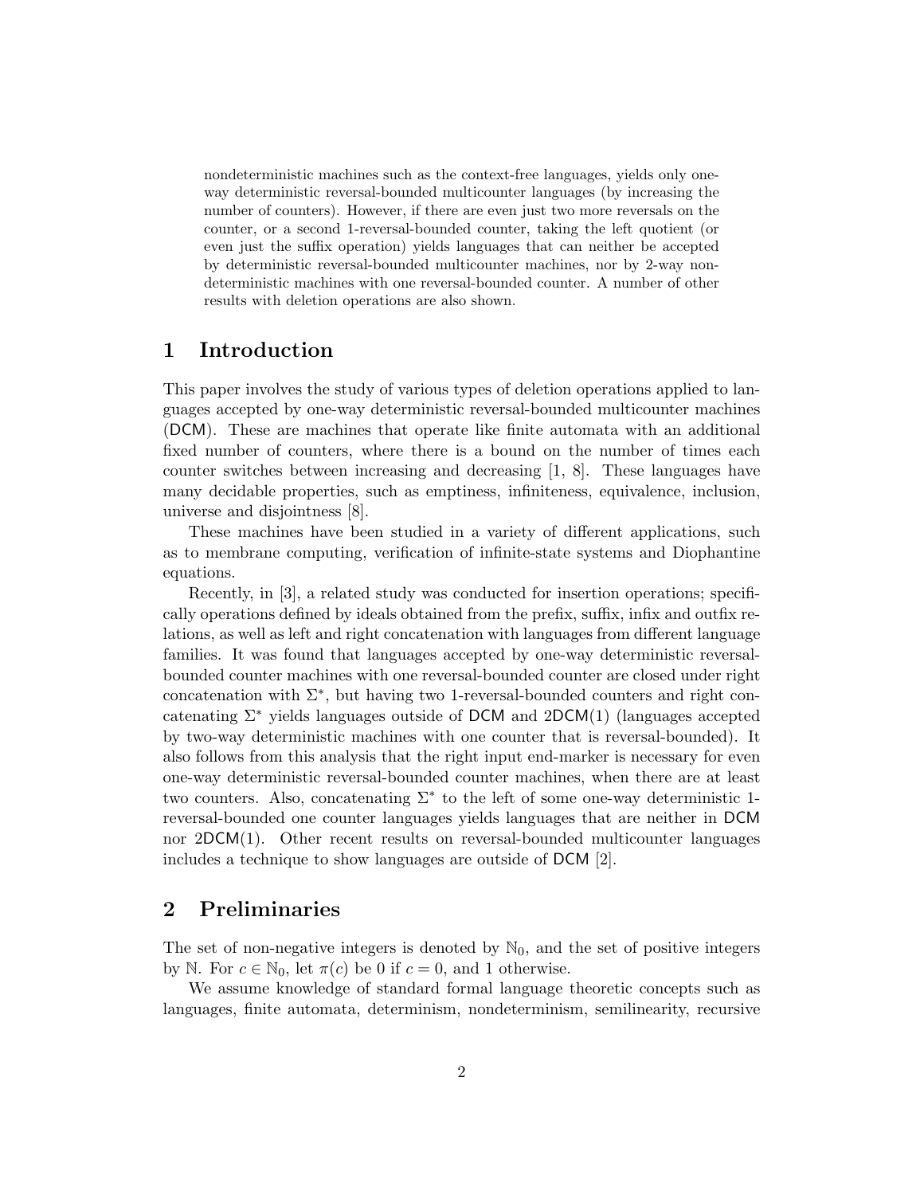nondeterministic machines such as the context-free languages, yields only one-way deterministic reversal-bounded multicounter languages (by increasing the number of counters). However, if there are even just two more reversals on the counter, or a second 1-reversal-bounded counter, taking the left quotient (or even just the suffix operation) yields languages that can neither be accepted by deterministic reversal-bounded multicounter machines, nor by 2-way nondeterministic machines with one reversal-bounded counter. A number of other results with deletion operations are also shown.

## 1 Introduction

This paper involves the study of various types of deletion operations applied to languages accepted by one-way deterministic reversal-bounded multicounter machines (DCM). These are machines that operate like finite automata with an additional fixed number of counters, where there is a bound on the number of times each counter switches between increasing and decreasing [1, 8]. These languages have many decidable properties, such as emptiness, infiniteness, equivalence, inclusion, universe and disjointness [8].

These machines have been studied in a variety of different applications, such as to membrane computing, verification of infinite-state systems and Diophantine equations.

Recently, in [3], a related study was conducted for insertion operations; specifically operations defined by ideals obtained from the prefix, suffix, infix and outfix relations, as well as left and right concatenation with languages from different language families. It was found that languages accepted by one-way deterministic reversal-bounded counter machines with one reversal-bounded counter are closed under right concatenation with $\Sigma^*$, but having two 1-reversal-bounded counters and right concatenating $\Sigma^*$ yields languages outside of DCM and 2DCM(1) (languages accepted by two-way deterministic machines with one counter that is reversal-bounded). It also follows from this analysis that the right input end-marker is necessary for even one-way deterministic reversal-bounded counter machines, when there are at least two counters. Also, concatenating $\Sigma^*$ to the left of some one-way deterministic 1-reversal-bounded one counter languages yields languages that are neither in DCM nor 2DCM(1). Other recent results on reversal-bounded multicounter languages includes a technique to show languages are outside of DCM [2].

## 2 Preliminaries

The set of non-negative integers is denoted by $\mathbb{N}_0$, and the set of positive integers by $\mathbb{N}$. For $c \in \mathbb{N}_0$, let $\pi(c)$ be 0 if $c = 0$, and 1 otherwise.

We assume knowledge of standard formal language theoretic concepts such as languages, finite automata, determinism, nondeterminism, semilinearity, recursive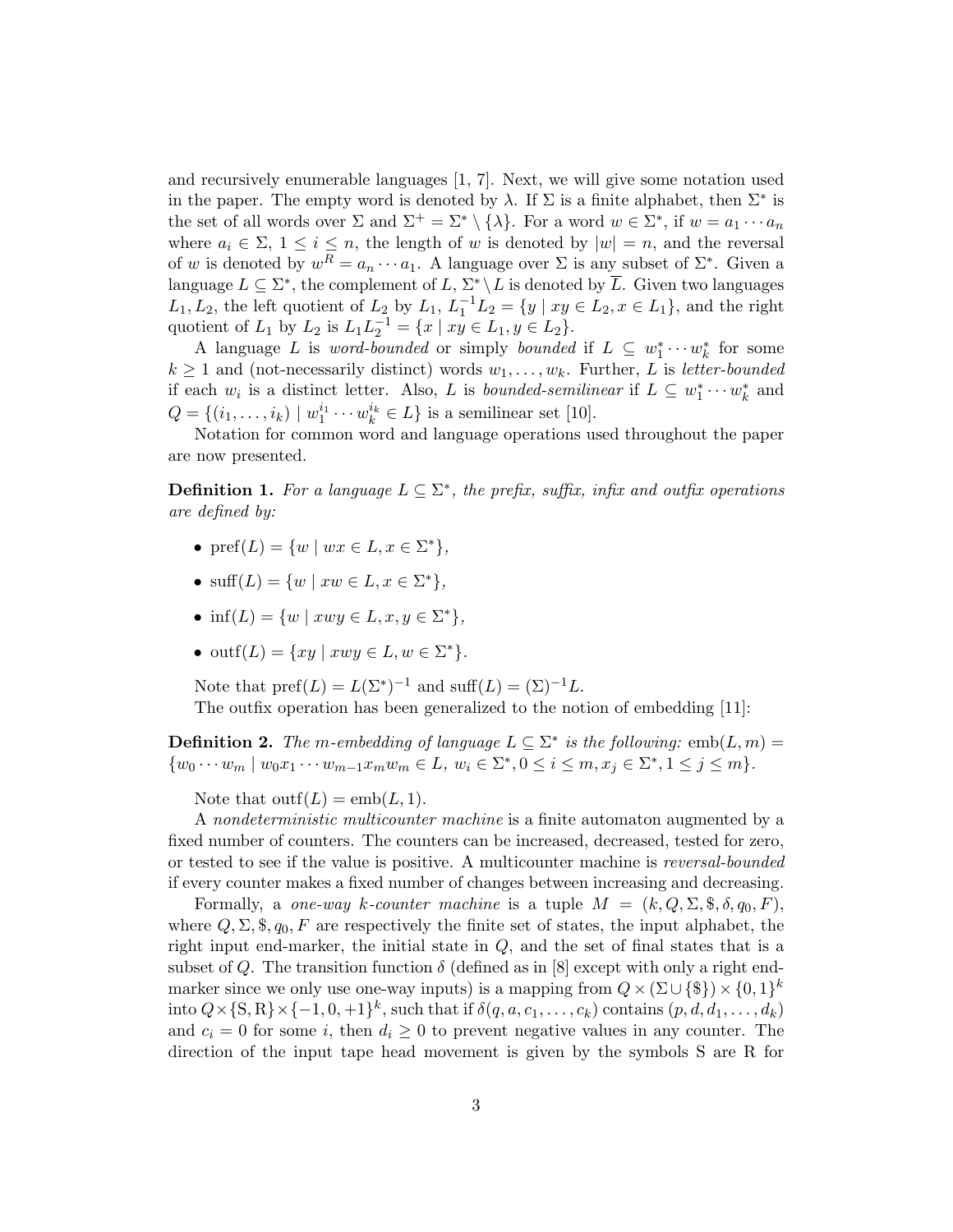and recursively enumerable languages [1, 7]. Next, we will give some notation used in the paper. The empty word is denoted by $\lambda$. If $\Sigma$ is a finite alphabet, then $\Sigma^*$ is the set of all words over $\Sigma$ and $\Sigma^+ = \Sigma^* \setminus \{\lambda\}$. For a word $w \in \Sigma^*$, if $w = a_1 \cdots a_n$ where $a_i \in \Sigma$, $1 \leq i \leq n$, the length of $w$ is denoted by $|w| = n$, and the reversal of $w$ is denoted by $w^R = a_n \cdots a_1$. A language over $\Sigma$ is any subset of $\Sigma^*$. Given a language $L \subseteq \Sigma^*$, the complement of $L$, $\Sigma^* \setminus L$ is denoted by $\overline{L}$. Given two languages $L_1, L_2$, the left quotient of $L_2$ by $L_1$, $L_1^{-1}L_2 = \{y \mid xy \in L_2, x \in L_1\}$, and the right quotient of $L_1$ by $L_2$ is $L_1 L_2^{-1} = \{x \mid xy \in L_1, y \in L_2\}$.

A language $L$ is *word-bounded* or simply *bounded* if $L \subseteq w_1^* \cdots w_k^*$ for some $k \geq 1$ and (not-necessarily distinct) words $w_1, \ldots, w_k$. Further, $L$ is *letter-bounded* if each $w_i$ is a distinct letter. Also, $L$ is *bounded-semilinear* if $L \subseteq w_1^* \cdots w_k^*$ and $Q = \{(i_1, \ldots, i_k) \mid w_1^{i_1} \cdots w_k^{i_k} \in L\}$ is a semilinear set [10].

Notation for common word and language operations used throughout the paper are now presented.

**Definition 1.** *For a language $L \subseteq \Sigma^*$, the prefix, suffix, infix and outfix operations are defined by:*

- $\text{pref}(L) = \{w \mid wx \in L, x \in \Sigma^*\}$,
- $\text{suff}(L) = \{w \mid xw \in L, x \in \Sigma^*\}$,
- $\text{inf}(L) = \{w \mid xwy \in L, x, y \in \Sigma^*\}$,
- $\text{outf}(L) = \{xy \mid xwy \in L, w \in \Sigma^*\}$.

Note that $\text{pref}(L) = L(\Sigma^*)^{-1}$ and $\text{suff}(L) = (\Sigma)^{-1}L$.

The outfix operation has been generalized to the notion of embedding [11]:

**Definition 2.** *The $m$-embedding of language $L \subseteq \Sigma^*$ is the following:* $\text{emb}(L, m) = \{w_0 \cdots w_m \mid w_0 x_1 \cdots w_{m-1} x_m w_m \in L,\ w_i \in \Sigma^*, 0 \leq i \leq m, x_j \in \Sigma^*, 1 \leq j \leq m\}$.

Note that $\text{outf}(L) = \text{emb}(L, 1)$.

A *nondeterministic multicounter machine* is a finite automaton augmented by a fixed number of counters. The counters can be increased, decreased, tested for zero, or tested to see if the value is positive. A multicounter machine is *reversal-bounded* if every counter makes a fixed number of changes between increasing and decreasing.

Formally, a *one-way $k$-counter machine* is a tuple $M = (k, Q, \Sigma, \$, \delta, q_0, F)$, where $Q, \Sigma, \$, q_0, F$ are respectively the finite set of states, the input alphabet, the right input end-marker, the initial state in $Q$, and the set of final states that is a subset of $Q$. The transition function $\delta$ (defined as in [8] except with only a right end-marker since we only use one-way inputs) is a mapping from $Q \times (\Sigma \cup \{\$\}) \times \{0, 1\}^k$ into $Q \times \{\text{S}, \text{R}\} \times \{-1, 0, +1\}^k$, such that if $\delta(q, a, c_1, \ldots, c_k)$ contains $(p, d, d_1, \ldots, d_k)$ and $c_i = 0$ for some $i$, then $d_i \geq 0$ to prevent negative values in any counter. The direction of the input tape head movement is given by the symbols S are R for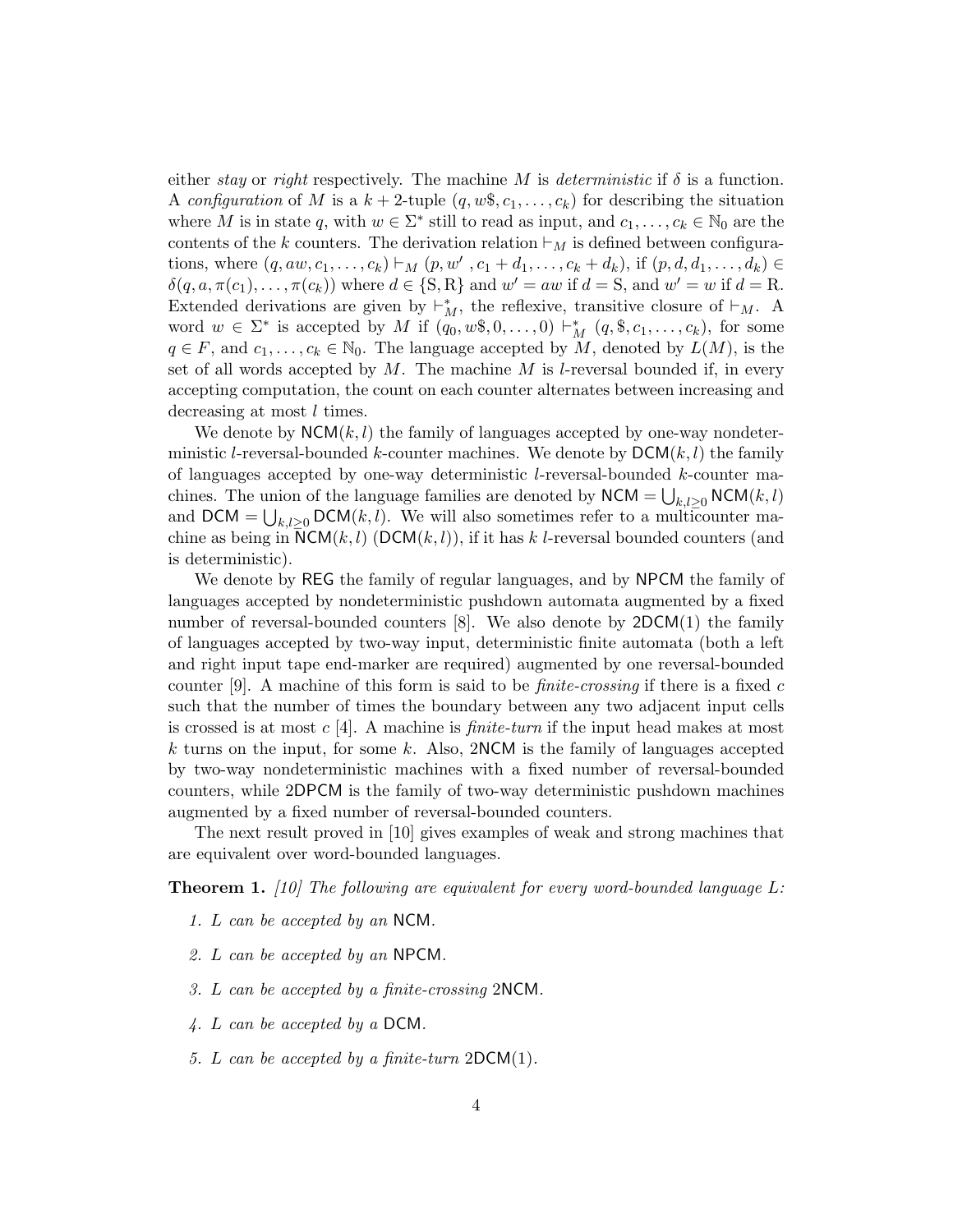either *stay* or *right* respectively. The machine $M$ is *deterministic* if $\delta$ is a function. A *configuration* of $M$ is a $k+2$-tuple $(q, w\$, c_1, \ldots, c_k)$ for describing the situation where $M$ is in state $q$, with $w \in \Sigma^*$ still to read as input, and $c_1, \ldots, c_k \in \mathbb{N}_0$ are the contents of the $k$ counters. The derivation relation $\vdash_M$ is defined between configurations, where $(q, aw, c_1, \ldots, c_k) \vdash_M (p, w', c_1 + d_1, \ldots, c_k + d_k)$, if $(p, d, d_1, \ldots, d_k) \in \delta(q, a, \pi(c_1), \ldots, \pi(c_k))$ where $d \in \{\mathrm{S}, \mathrm{R}\}$ and $w' = aw$ if $d = \mathrm{S}$, and $w' = w$ if $d = \mathrm{R}$. Extended derivations are given by $\vdash_M^*$, the reflexive, transitive closure of $\vdash_M$. A word $w \in \Sigma^*$ is accepted by $M$ if $(q_0, w\$, 0, \ldots, 0) \vdash_M^* (q, \$, c_1, \ldots, c_k)$, for some $q \in F$, and $c_1, \ldots, c_k \in \mathbb{N}_0$. The language accepted by $M$, denoted by $L(M)$, is the set of all words accepted by $M$. The machine $M$ is $l$-reversal bounded if, in every accepting computation, the count on each counter alternates between increasing and decreasing at most $l$ times.

We denote by $\mathsf{NCM}(k, l)$ the family of languages accepted by one-way nondeterministic $l$-reversal-bounded $k$-counter machines. We denote by $\mathsf{DCM}(k, l)$ the family of languages accepted by one-way deterministic $l$-reversal-bounded $k$-counter machines. The union of the language families are denoted by $\mathsf{NCM} = \bigcup_{k,l \geq 0} \mathsf{NCM}(k, l)$ and $\mathsf{DCM} = \bigcup_{k,l \geq 0} \mathsf{DCM}(k, l)$. We will also sometimes refer to a multicounter machine as being in $\mathsf{NCM}(k, l)$ ($\mathsf{DCM}(k, l)$), if it has $k$ $l$-reversal bounded counters (and is deterministic).

We denote by $\mathsf{REG}$ the family of regular languages, and by $\mathsf{NPCM}$ the family of languages accepted by nondeterministic pushdown automata augmented by a fixed number of reversal-bounded counters [8]. We also denote by $\mathsf{2DCM}(1)$ the family of languages accepted by two-way input, deterministic finite automata (both a left and right input tape end-marker are required) augmented by one reversal-bounded counter [9]. A machine of this form is said to be *finite-crossing* if there is a fixed $c$ such that the number of times the boundary between any two adjacent input cells is crossed is at most $c$ [4]. A machine is *finite-turn* if the input head makes at most $k$ turns on the input, for some $k$. Also, $\mathsf{2NCM}$ is the family of languages accepted by two-way nondeterministic machines with a fixed number of reversal-bounded counters, while $\mathsf{2DPCM}$ is the family of two-way deterministic pushdown machines augmented by a fixed number of reversal-bounded counters.

The next result proved in [10] gives examples of weak and strong machines that are equivalent over word-bounded languages.

**Theorem 1.** *[10] The following are equivalent for every word-bounded language $L$:*

1. *$L$ can be accepted by an $\mathsf{NCM}$.*
2. *$L$ can be accepted by an $\mathsf{NPCM}$.*
3. *$L$ can be accepted by a finite-crossing $\mathsf{2NCM}$.*
4. *$L$ can be accepted by a $\mathsf{DCM}$.*
5. *$L$ can be accepted by a finite-turn $\mathsf{2DCM}(1)$.*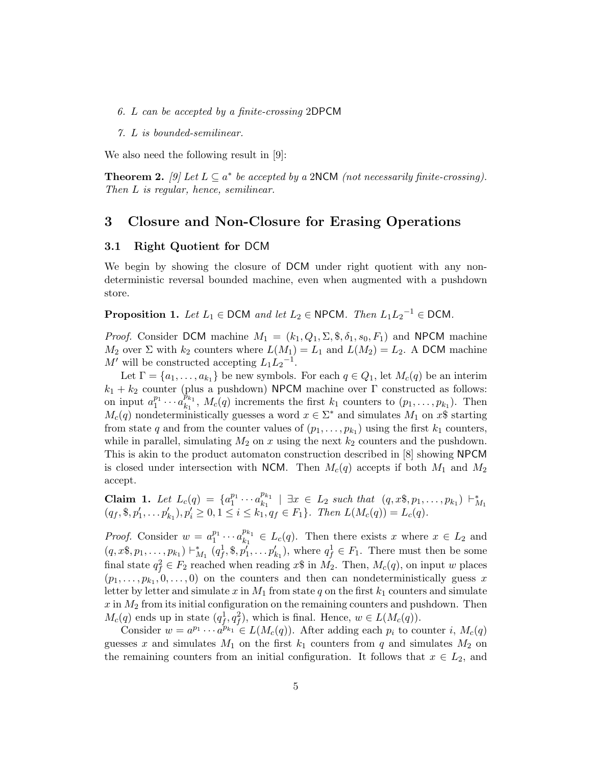6. *L can be accepted by a finite-crossing* 2DPCM

7. *L is bounded-semilinear.*

We also need the following result in [9]:

**Theorem 2.** *[9] Let $L \subseteq a^*$ be accepted by a* 2NCM *(not necessarily finite-crossing). Then L is regular, hence, semilinear.*

## 3 Closure and Non-Closure for Erasing Operations

### 3.1 Right Quotient for DCM

We begin by showing the closure of DCM under right quotient with any non-deterministic reversal bounded machine, even when augmented with a pushdown store.

**Proposition 1.** *Let $L_1 \in$ DCM and let $L_2 \in$ NPCM. Then $L_1 L_2^{-1} \in$ DCM.*

*Proof.* Consider DCM machine $M_1 = (k_1, Q_1, \Sigma, \$, \delta_1, s_0, F_1)$ and NPCM machine $M_2$ over $\Sigma$ with $k_2$ counters where $L(M_1) = L_1$ and $L(M_2) = L_2$. A DCM machine $M'$ will be constructed accepting $L_1 L_2^{-1}$.

Let $\Gamma = \{a_1, \ldots, a_{k_1}\}$ be new symbols. For each $q \in Q_1$, let $M_c(q)$ be an interim $k_1 + k_2$ counter (plus a pushdown) NPCM machine over $\Gamma$ constructed as follows: on input $a_1^{p_1} \cdots a_{k_1}^{p_{k_1}}$, $M_c(q)$ increments the first $k_1$ counters to $(p_1, \ldots, p_{k_1})$. Then $M_c(q)$ nondeterministically guesses a word $x \in \Sigma^*$ and simulates $M_1$ on $x\$$ starting from state $q$ and from the counter values of $(p_1, \ldots, p_{k_1})$ using the first $k_1$ counters, while in parallel, simulating $M_2$ on $x$ using the next $k_2$ counters and the pushdown. This is akin to the product automaton construction described in [8] showing NPCM is closed under intersection with NCM. Then $M_c(q)$ accepts if both $M_1$ and $M_2$ accept.

**Claim 1.** *Let $L_c(q) = \{a_1^{p_1} \cdots a_{k_1}^{p_{k_1}} \mid \exists x \in L_2$ such that $(q, x\$, p_1, \ldots, p_{k_1}) \vdash_{M_1}^* (q_f, \$, p'_1, \ldots p'_{k_1}), p'_i \geq 0, 1 \leq i \leq k_1, q_f \in F_1\}$. Then $L(M_c(q)) = L_c(q)$.*

*Proof.* Consider $w = a_1^{p_1} \cdots a_{k_1}^{p_{k_1}} \in L_c(q)$. Then there exists $x$ where $x \in L_2$ and $(q, x\$, p_1, \ldots, p_{k_1}) \vdash_{M_1}^* (q_f^1, \$, p'_1, \ldots p'_{k_1})$, where $q_f^1 \in F_1$. There must then be some final state $q_f^2 \in F_2$ reached when reading $x\$$ in $M_2$. Then, $M_c(q)$, on input $w$ places $(p_1, \ldots, p_{k_1}, 0, \ldots, 0)$ on the counters and then can nondeterministically guess $x$ letter by letter and simulate $x$ in $M_1$ from state $q$ on the first $k_1$ counters and simulate $x$ in $M_2$ from its initial configuration on the remaining counters and pushdown. Then $M_c(q)$ ends up in state $(q_f^1, q_f^2)$, which is final. Hence, $w \in L(M_c(q))$.

Consider $w = a^{p_1} \cdots a^{p_{k_1}} \in L(M_c(q))$. After adding each $p_i$ to counter $i$, $M_c(q)$ guesses $x$ and simulates $M_1$ on the first $k_1$ counters from $q$ and simulates $M_2$ on the remaining counters from an initial configuration. It follows that $x \in L_2$, and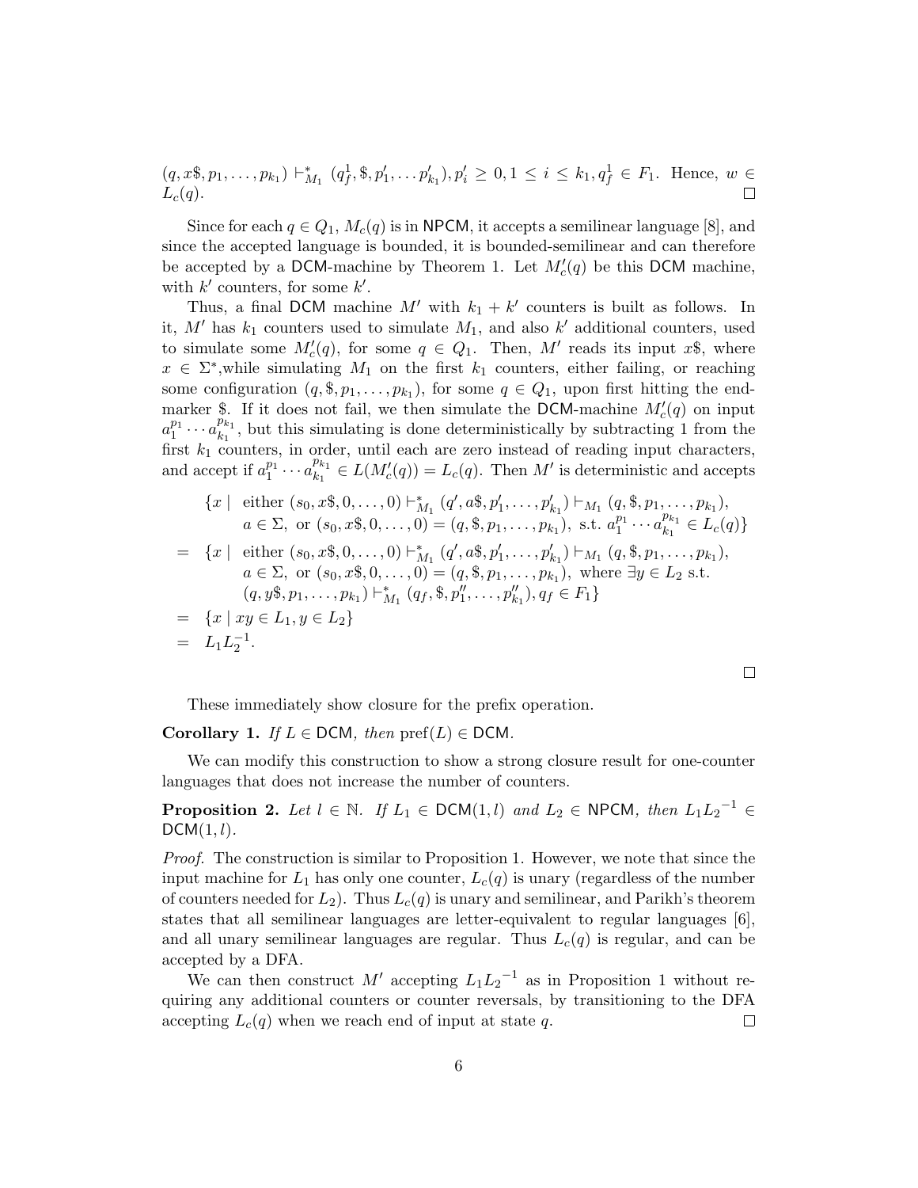$(q, x\$, p_1, \dots, p_{k_1}) \vdash^*_{M_1} (q^1_f, \$, p'_1, \dots p'_{k_1}), p'_i \geq 0, 1 \leq i \leq k_1, q^1_f \in F_1$. Hence, $w \in L_c(q)$. ☐

Since for each $q \in Q_1$, $M_c(q)$ is in $\mathsf{NPCM}$, it accepts a semilinear language [8], and since the accepted language is bounded, it is bounded-semilinear and can therefore be accepted by a $\mathsf{DCM}$-machine by Theorem 1. Let $M'_c(q)$ be this $\mathsf{DCM}$ machine, with $k'$ counters, for some $k'$.

Thus, a final $\mathsf{DCM}$ machine $M'$ with $k_1 + k'$ counters is built as follows. In it, $M'$ has $k_1$ counters used to simulate $M_1$, and also $k'$ additional counters, used to simulate some $M'_c(q)$, for some $q \in Q_1$. Then, $M'$ reads its input $x\$$, where $x \in \Sigma^*$,while simulating $M_1$ on the first $k_1$ counters, either failing, or reaching some configuration $(q, \$, p_1, \dots, p_{k_1})$, for some $q \in Q_1$, upon first hitting the end-marker $\$$. If it does not fail, we then simulate the $\mathsf{DCM}$-machine $M'_c(q)$ on input $a_1^{p_1} \cdots a_{k_1}^{p_{k_1}}$, but this simulating is done deterministically by subtracting 1 from the first $k_1$ counters, in order, until each are zero instead of reading input characters, and accept if $a_1^{p_1} \cdots a_{k_1}^{p_{k_1}} \in L(M'_c(q)) = L_c(q)$. Then $M'$ is deterministic and accepts

$$
\begin{aligned}
& \{x \mid \text{ either } (s_0, x\$, 0, \dots, 0) \vdash^*_{M_1} (q', a\$, p'_1, \dots, p'_{k_1}) \vdash_{M_1} (q, \$, p_1, \dots, p_{k_1}), \\
& \qquad a \in \Sigma, \text{ or } (s_0, x\$, 0, \dots, 0) = (q, \$, p_1, \dots, p_{k_1}), \text{ s.t. } a_1^{p_1} \cdots a_{k_1}^{p_{k_1}} \in L_c(q)\} \\
= \ & \{x \mid \text{ either } (s_0, x\$, 0, \dots, 0) \vdash^*_{M_1} (q', a\$, p'_1, \dots, p'_{k_1}) \vdash_{M_1} (q, \$, p_1, \dots, p_{k_1}), \\
& \qquad a \in \Sigma, \text{ or } (s_0, x\$, 0, \dots, 0) = (q, \$, p_1, \dots, p_{k_1}), \text{ where } \exists y \in L_2 \text{ s.t.} \\
& \qquad (q, y\$, p_1, \dots, p_{k_1}) \vdash^*_{M_1} (q_f, \$, p''_1, \dots, p''_{k_1}), q_f \in F_1\} \\
= \ & \{x \mid xy \in L_1, y \in L_2\} \\
= \ & L_1 L_2^{-1}.
\end{aligned}
$$

☐

These immediately show closure for the prefix operation.

**Corollary 1.** *If $L \in \mathsf{DCM}$, then $\mathrm{pref}(L) \in \mathsf{DCM}$.*

We can modify this construction to show a strong closure result for one-counter languages that does not increase the number of counters.

**Proposition 2.** *Let $l \in \mathbb{N}$. If $L_1 \in \mathsf{DCM}(1, l)$ and $L_2 \in \mathsf{NPCM}$, then $L_1 {L_2}^{-1} \in \mathsf{DCM}(1, l)$.*

*Proof.* The construction is similar to Proposition 1. However, we note that since the input machine for $L_1$ has only one counter, $L_c(q)$ is unary (regardless of the number of counters needed for $L_2$). Thus $L_c(q)$ is unary and semilinear, and Parikh's theorem states that all semilinear languages are letter-equivalent to regular languages [6], and all unary semilinear languages are regular. Thus $L_c(q)$ is regular, and can be accepted by a DFA.

We can then construct $M'$ accepting $L_1 {L_2}^{-1}$ as in Proposition 1 without requiring any additional counters or counter reversals, by transitioning to the DFA accepting $L_c(q)$ when we reach end of input at state $q$. ☐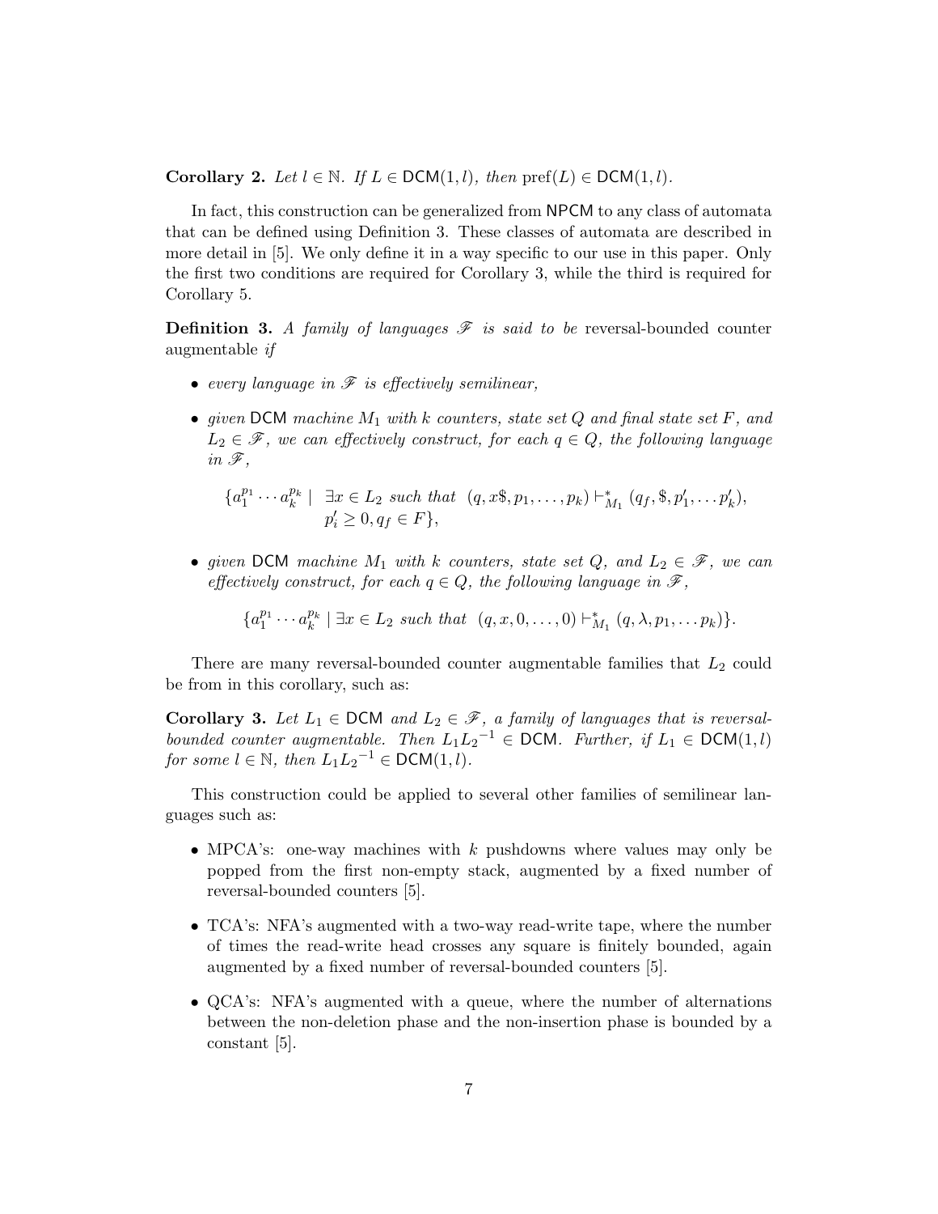**Corollary 2.** *Let $l \in \mathbb{N}$. If $L \in \mathsf{DCM}(1,l)$, then $\mathrm{pref}(L) \in \mathsf{DCM}(1,l)$.*

In fact, this construction can be generalized from NPCM to any class of automata that can be defined using Definition 3. These classes of automata are described in more detail in [5]. We only define it in a way specific to our use in this paper. Only the first two conditions are required for Corollary 3, while the third is required for Corollary 5.

**Definition 3.** *A family of languages $\mathscr{F}$ is said to be* reversal-bounded counter augmentable *if*

- *every language in $\mathscr{F}$ is effectively semilinear,*
- *given* DCM *machine $M_1$ with $k$ counters, state set $Q$ and final state set $F$, and $L_2 \in \mathscr{F}$, we can effectively construct, for each $q \in Q$, the following language in $\mathscr{F}$,*

$$\{a_1^{p_1} \cdots a_k^{p_k} \mid \exists x \in L_2 \text{ such that } (q, x\$, p_1, \ldots, p_k) \vdash_{M_1}^{*} (q_f, \$, p_1', \ldots p_k'), \; p_i' \geq 0, q_f \in F\},$$

- *given* DCM *machine $M_1$ with $k$ counters, state set $Q$, and $L_2 \in \mathscr{F}$, we can effectively construct, for each $q \in Q$, the following language in $\mathscr{F}$,*

$$\{a_1^{p_1} \cdots a_k^{p_k} \mid \exists x \in L_2 \text{ such that } (q, x, 0, \ldots, 0) \vdash_{M_1}^{*} (q, \lambda, p_1, \ldots p_k)\}.$$

There are many reversal-bounded counter augmentable families that $L_2$ could be from in this corollary, such as:

**Corollary 3.** *Let $L_1 \in \mathsf{DCM}$ and $L_2 \in \mathscr{F}$, a family of languages that is reversal-bounded counter augmentable. Then $L_1 L_2^{-1} \in \mathsf{DCM}$. Further, if $L_1 \in \mathsf{DCM}(1,l)$ for some $l \in \mathbb{N}$, then $L_1 L_2^{-1} \in \mathsf{DCM}(1,l)$.*

This construction could be applied to several other families of semilinear languages such as:

- MPCA's: one-way machines with $k$ pushdowns where values may only be popped from the first non-empty stack, augmented by a fixed number of reversal-bounded counters [5].
- TCA's: NFA's augmented with a two-way read-write tape, where the number of times the read-write head crosses any square is finitely bounded, again augmented by a fixed number of reversal-bounded counters [5].
- QCA's: NFA's augmented with a queue, where the number of alternations between the non-deletion phase and the non-insertion phase is bounded by a constant [5].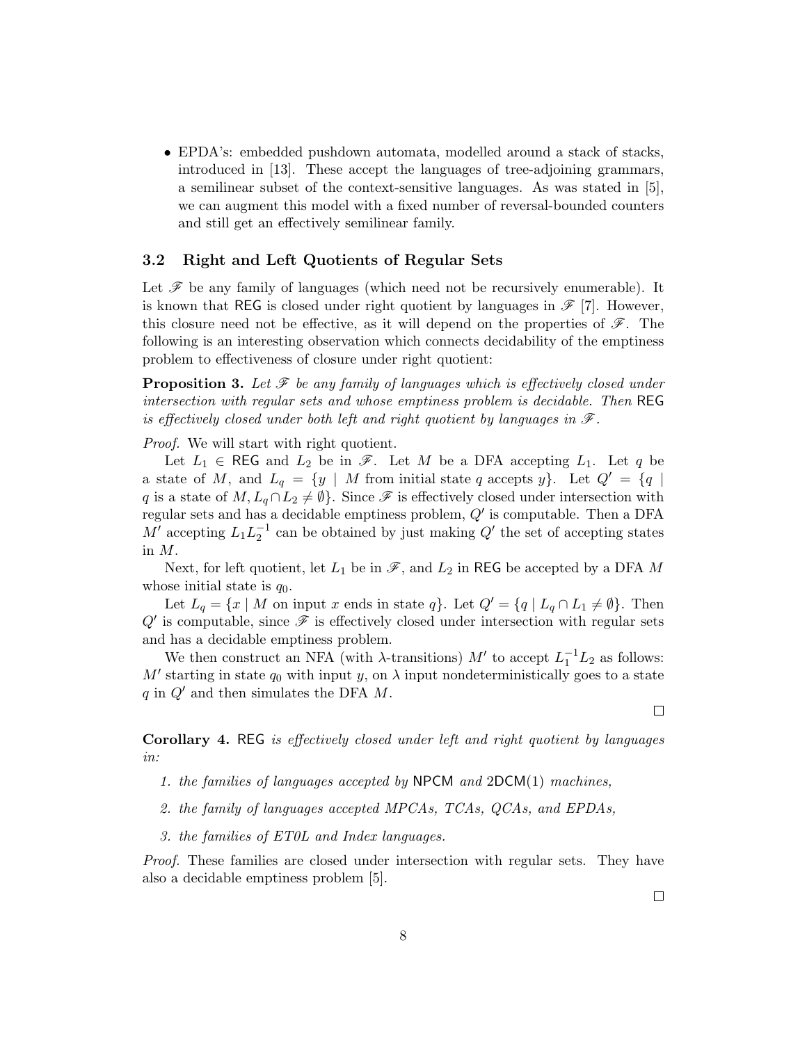- EPDA's: embedded pushdown automata, modelled around a stack of stacks, introduced in [13]. These accept the languages of tree-adjoining grammars, a semilinear subset of the context-sensitive languages. As was stated in [5], we can augment this model with a fixed number of reversal-bounded counters and still get an effectively semilinear family.

### 3.2 Right and Left Quotients of Regular Sets

Let $\mathscr{F}$ be any family of languages (which need not be recursively enumerable). It is known that $\mathsf{REG}$ is closed under right quotient by languages in $\mathscr{F}$ [7]. However, this closure need not be effective, as it will depend on the properties of $\mathscr{F}$. The following is an interesting observation which connects decidability of the emptiness problem to effectiveness of closure under right quotient:

**Proposition 3.** *Let $\mathscr{F}$ be any family of languages which is effectively closed under intersection with regular sets and whose emptiness problem is decidable. Then $\mathsf{REG}$ is effectively closed under both left and right quotient by languages in $\mathscr{F}$.*

*Proof.* We will start with right quotient.

Let $L_1 \in \mathsf{REG}$ and $L_2$ be in $\mathscr{F}$. Let $M$ be a DFA accepting $L_1$. Let $q$ be a state of $M$, and $L_q = \{y \mid M \text{ from initial state } q \text{ accepts } y\}$. Let $Q' = \{q \mid q \text{ is a state of } M, L_q \cap L_2 \neq \emptyset\}$. Since $\mathscr{F}$ is effectively closed under intersection with regular sets and has a decidable emptiness problem, $Q'$ is computable. Then a DFA $M'$ accepting $L_1 L_2^{-1}$ can be obtained by just making $Q'$ the set of accepting states in $M$.

Next, for left quotient, let $L_1$ be in $\mathscr{F}$, and $L_2$ in $\mathsf{REG}$ be accepted by a DFA $M$ whose initial state is $q_0$.

Let $L_q = \{x \mid M \text{ on input } x \text{ ends in state } q\}$. Let $Q' = \{q \mid L_q \cap L_1 \neq \emptyset\}$. Then $Q'$ is computable, since $\mathscr{F}$ is effectively closed under intersection with regular sets and has a decidable emptiness problem.

We then construct an NFA (with $\lambda$-transitions) $M'$ to accept $L_1^{-1} L_2$ as follows: $M'$ starting in state $q_0$ with input $y$, on $\lambda$ input nondeterministically goes to a state $q$ in $Q'$ and then simulates the DFA $M$.

□

**Corollary 4.** $\mathsf{REG}$ *is effectively closed under left and right quotient by languages in:*

1. *the families of languages accepted by* $\mathsf{NPCM}$ *and* $\mathsf{2DCM}(1)$ *machines,*
2. *the family of languages accepted MPCAs, TCAs, QCAs, and EPDAs,*
3. *the families of ET0L and Index languages.*

*Proof.* These families are closed under intersection with regular sets. They have also a decidable emptiness problem [5].

□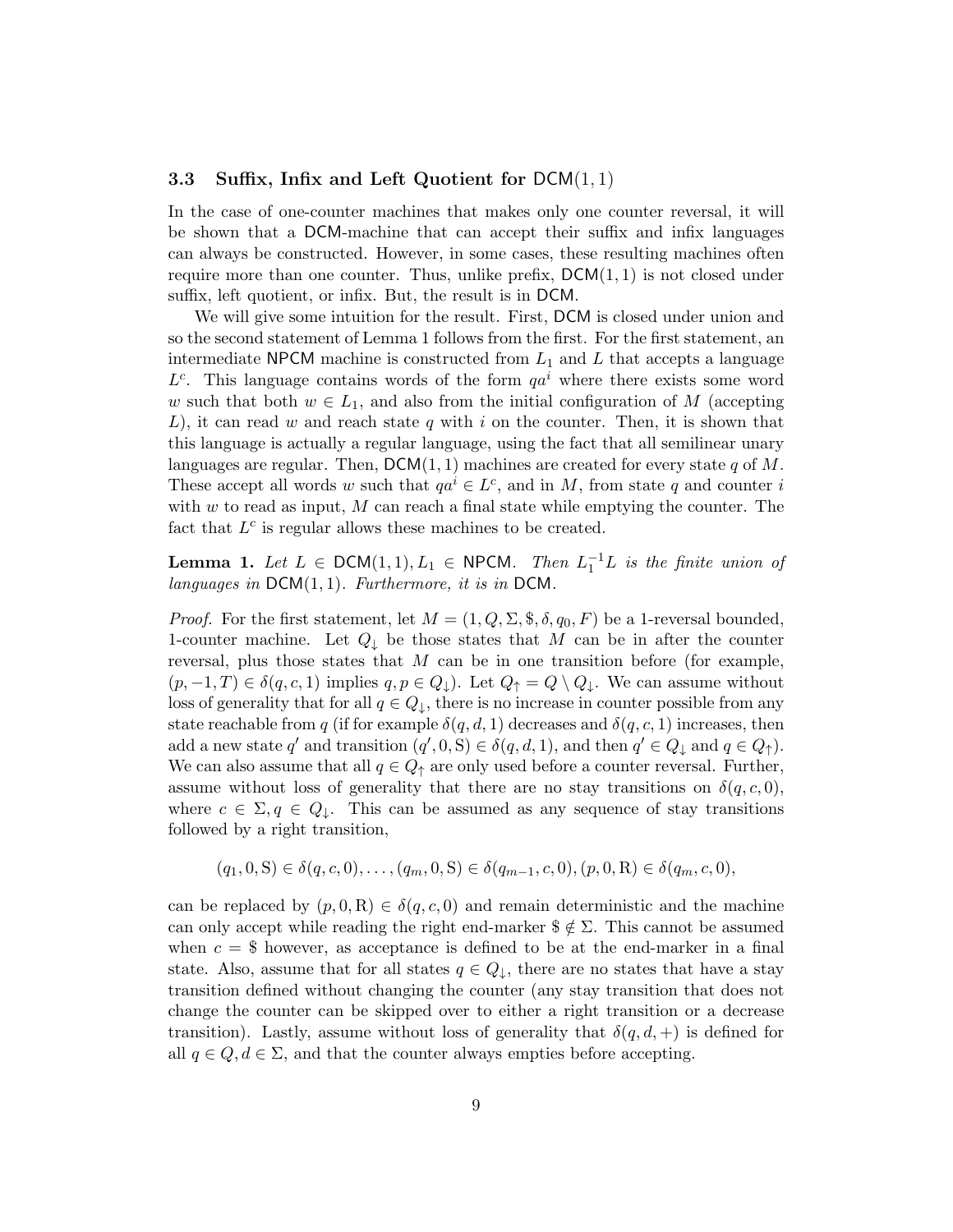### 3.3 Suffix, Infix and Left Quotient for $\mathsf{DCM}(1,1)$

In the case of one-counter machines that makes only one counter reversal, it will be shown that a DCM-machine that can accept their suffix and infix languages can always be constructed. However, in some cases, these resulting machines often require more than one counter. Thus, unlike prefix, $\mathsf{DCM}(1,1)$ is not closed under suffix, left quotient, or infix. But, the result is in DCM.

We will give some intuition for the result. First, DCM is closed under union and so the second statement of Lemma 1 follows from the first. For the first statement, an intermediate NPCM machine is constructed from $L_1$ and $L$ that accepts a language $L^c$. This language contains words of the form $qa^i$ where there exists some word $w$ such that both $w \in L_1$, and also from the initial configuration of $M$ (accepting $L$), it can read $w$ and reach state $q$ with $i$ on the counter. Then, it is shown that this language is actually a regular language, using the fact that all semilinear unary languages are regular. Then, $\mathsf{DCM}(1,1)$ machines are created for every state $q$ of $M$. These accept all words $w$ such that $qa^i \in L^c$, and in $M$, from state $q$ and counter $i$ with $w$ to read as input, $M$ can reach a final state while emptying the counter. The fact that $L^c$ is regular allows these machines to be created.

**Lemma 1.** *Let $L \in \mathsf{DCM}(1,1), L_1 \in \mathsf{NPCM}$. Then $L_1^{-1}L$ is the finite union of languages in $\mathsf{DCM}(1,1)$. Furthermore, it is in $\mathsf{DCM}$.*

*Proof.* For the first statement, let $M = (1, Q, \Sigma, \$, \delta, q_0, F)$ be a 1-reversal bounded, 1-counter machine. Let $Q_\downarrow$ be those states that $M$ can be in after the counter reversal, plus those states that $M$ can be in one transition before (for example, $(p, -1, T) \in \delta(q, c, 1)$ implies $q, p \in Q_\downarrow$). Let $Q_\uparrow = Q \setminus Q_\downarrow$. We can assume without loss of generality that for all $q \in Q_\downarrow$, there is no increase in counter possible from any state reachable from $q$ (if for example $\delta(q, d, 1)$ decreases and $\delta(q, c, 1)$ increases, then add a new state $q'$ and transition $(q', 0, \mathrm{S}) \in \delta(q, d, 1)$, and then $q' \in Q_\downarrow$ and $q \in Q_\uparrow$). We can also assume that all $q \in Q_\uparrow$ are only used before a counter reversal. Further, assume without loss of generality that there are no stay transitions on $\delta(q, c, 0)$, where $c \in \Sigma, q \in Q_\downarrow$. This can be assumed as any sequence of stay transitions followed by a right transition,

$$(q_1, 0, \mathrm{S}) \in \delta(q, c, 0), \ldots, (q_m, 0, \mathrm{S}) \in \delta(q_{m-1}, c, 0), (p, 0, \mathrm{R}) \in \delta(q_m, c, 0),$$

can be replaced by $(p, 0, \mathrm{R}) \in \delta(q, c, 0)$ and remain deterministic and the machine can only accept while reading the right end-marker $\$ \notin \Sigma$. This cannot be assumed when $c = \$$ however, as acceptance is defined to be at the end-marker in a final state. Also, assume that for all states $q \in Q_\downarrow$, there are no states that have a stay transition defined without changing the counter (any stay transition that does not change the counter can be skipped over to either a right transition or a decrease transition). Lastly, assume without loss of generality that $\delta(q, d, +)$ is defined for all $q \in Q, d \in \Sigma$, and that the counter always empties before accepting.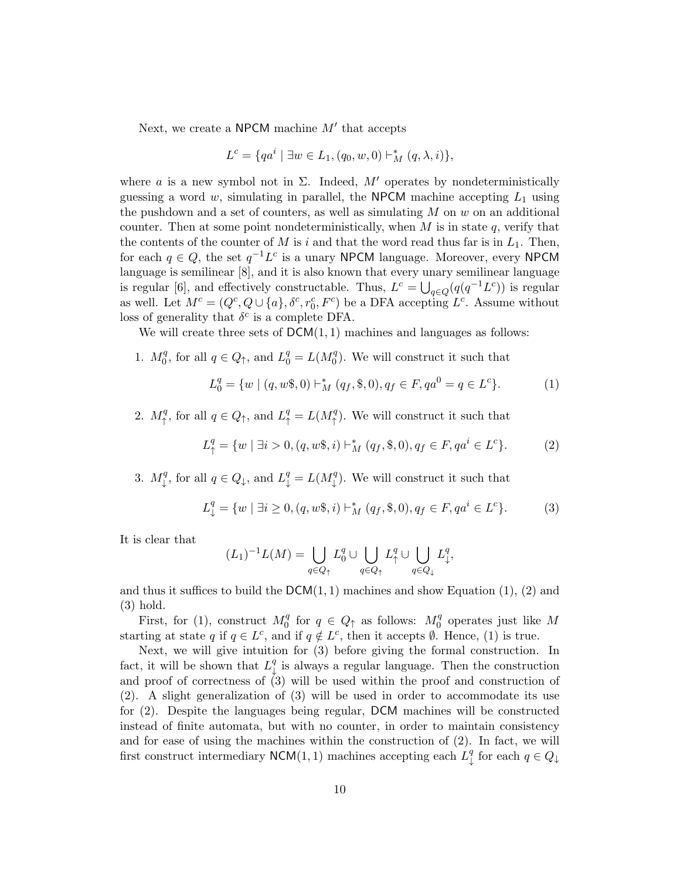Next, we create a $\mathsf{NPCM}$ machine $M'$ that accepts

$$L^c = \{qa^i \mid \exists w \in L_1, (q_0, w, 0) \vdash_M^* (q, \lambda, i)\},$$

where $a$ is a new symbol not in $\Sigma$. Indeed, $M'$ operates by nondeterministically guessing a word $w$, simulating in parallel, the $\mathsf{NPCM}$ machine accepting $L_1$ using the pushdown and a set of counters, as well as simulating $M$ on $w$ on an additional counter. Then at some point nondeterministically, when $M$ is in state $q$, verify that the contents of the counter of $M$ is $i$ and that the word read thus far is in $L_1$. Then, for each $q \in Q$, the set $q^{-1}L^c$ is a unary $\mathsf{NPCM}$ language. Moreover, every $\mathsf{NPCM}$ language is semilinear [8], and it is also known that every unary semilinear language is regular [6], and effectively constructable. Thus, $L^c = \bigcup_{q \in Q}(q(q^{-1}L^c))$ is regular as well. Let $M^c = (Q^c, Q \cup \{a\}, \delta^c, r_0^c, F^c)$ be a DFA accepting $L^c$. Assume without loss of generality that $\delta^c$ is a complete DFA.

We will create three sets of $\mathsf{DCM}(1,1)$ machines and languages as follows:

1. $M_0^q$, for all $q \in Q_\uparrow$, and $L_0^q = L(M_0^q)$. We will construct it such that

$$L_0^q = \{w \mid (q, w\$, 0) \vdash_M^* (q_f, \$, 0), q_f \in F, qa^0 = q \in L^c\}. \tag{1}$$

2. $M_\uparrow^q$, for all $q \in Q_\uparrow$, and $L_\uparrow^q = L(M_\uparrow^q)$. We will construct it such that

$$L_\uparrow^q = \{w \mid \exists i > 0, (q, w\$, i) \vdash_M^* (q_f, \$, 0), q_f \in F, qa^i \in L^c\}. \tag{2}$$

3. $M_\downarrow^q$, for all $q \in Q_\downarrow$, and $L_\downarrow^q = L(M_\downarrow^q)$. We will construct it such that

$$L_\downarrow^q = \{w \mid \exists i \geq 0, (q, w\$, i) \vdash_M^* (q_f, \$, 0), q_f \in F, qa^i \in L^c\}. \tag{3}$$

It is clear that

$$(L_1)^{-1}L(M) = \bigcup_{q \in Q_\uparrow} L_0^q \cup \bigcup_{q \in Q_\uparrow} L_\uparrow^q \cup \bigcup_{q \in Q_\downarrow} L_\downarrow^q,$$

and thus it suffices to build the $\mathsf{DCM}(1,1)$ machines and show Equation (1), (2) and (3) hold.

First, for (1), construct $M_0^q$ for $q \in Q_\uparrow$ as follows: $M_0^q$ operates just like $M$ starting at state $q$ if $q \in L^c$, and if $q \notin L^c$, then it accepts $\emptyset$. Hence, (1) is true.

Next, we will give intuition for (3) before giving the formal construction. In fact, it will be shown that $L_\downarrow^q$ is always a regular language. Then the construction and proof of correctness of (3) will be used within the proof and construction of (2). A slight generalization of (3) will be used in order to accommodate its use for (2). Despite the languages being regular, $\mathsf{DCM}$ machines will be constructed instead of finite automata, but with no counter, in order to maintain consistency and for ease of using the machines within the construction of (2). In fact, we will first construct intermediary $\mathsf{NCM}(1,1)$ machines accepting each $L_\downarrow^q$ for each $q \in Q_\downarrow$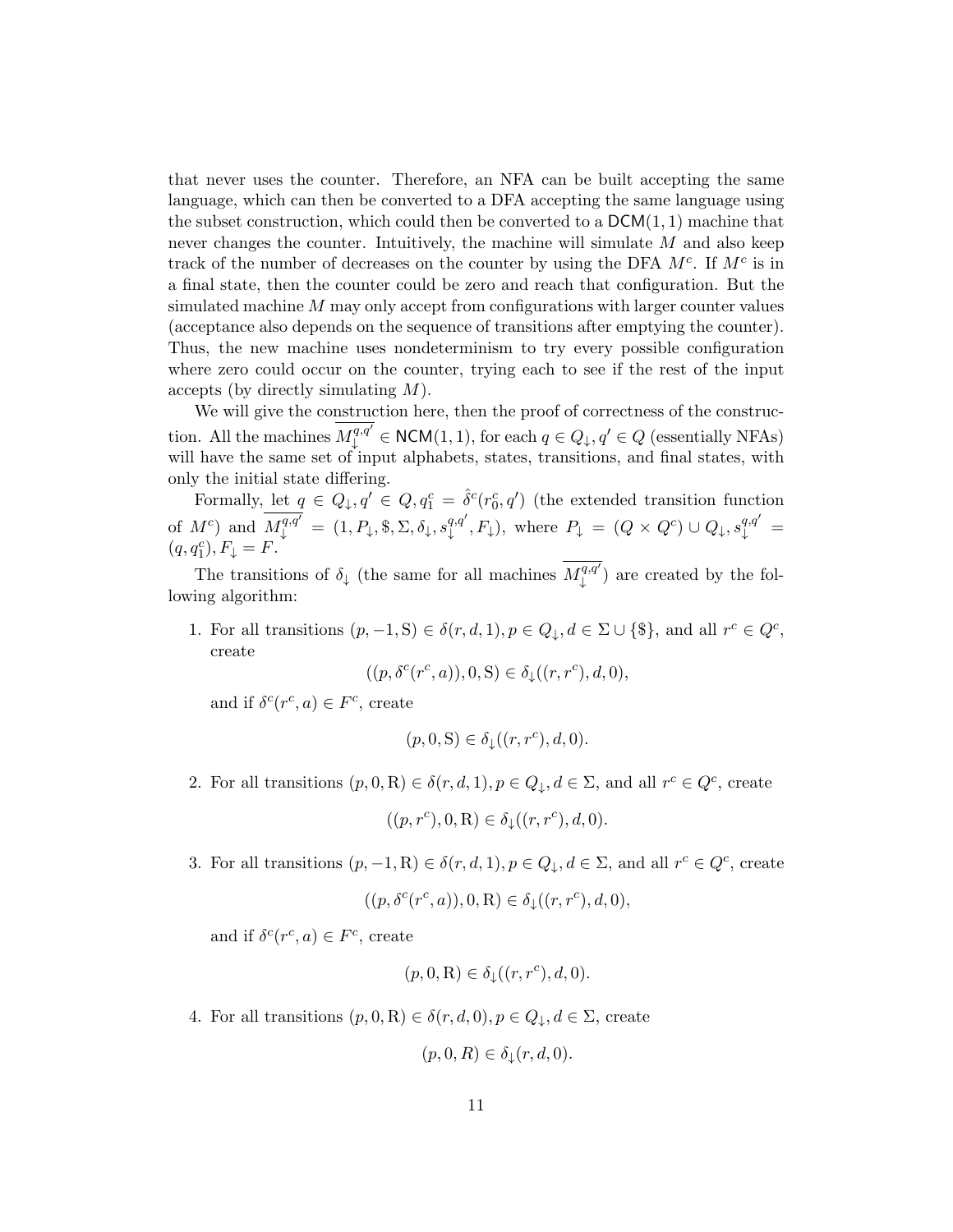that never uses the counter. Therefore, an NFA can be built accepting the same language, which can then be converted to a DFA accepting the same language using the subset construction, which could then be converted to a $\mathsf{DCM}(1,1)$ machine that never changes the counter. Intuitively, the machine will simulate $M$ and also keep track of the number of decreases on the counter by using the DFA $M^c$. If $M^c$ is in a final state, then the counter could be zero and reach that configuration. But the simulated machine $M$ may only accept from configurations with larger counter values (acceptance also depends on the sequence of transitions after emptying the counter). Thus, the new machine uses nondeterminism to try every possible configuration where zero could occur on the counter, trying each to see if the rest of the input accepts (by directly simulating $M$).

We will give the construction here, then the proof of correctness of the construction. All the machines $\overline{M_{\downarrow}^{q,q'}} \in \mathsf{NCM}(1,1)$, for each $q \in Q_{\downarrow}, q' \in Q$ (essentially NFAs) will have the same set of input alphabets, states, transitions, and final states, with only the initial state differing.

Formally, let $q \in Q_{\downarrow}, q' \in Q, q_1^c = \hat{\delta}^c(r_0^c, q')$ (the extended transition function of $M^c$) and $\overline{M_{\downarrow}^{q,q'}} = (1, P_{\downarrow}, \$, \Sigma, \delta_{\downarrow}, s_{\downarrow}^{q,q'}, F_{\downarrow})$, where $P_{\downarrow} = (Q \times Q^c) \cup Q_{\downarrow}, s_{\downarrow}^{q,q'} = (q, q_1^c), F_{\downarrow} = F$.

The transitions of $\delta_{\downarrow}$ (the same for all machines $\overline{M_{\downarrow}^{q,q'}}$) are created by the following algorithm:

1. For all transitions $(p, -1, \mathrm{S}) \in \delta(r, d, 1), p \in Q_{\downarrow}, d \in \Sigma \cup \{\$\}$, and all $r^c \in Q^c$, create
$$((p, \delta^c(r^c, a)), 0, \mathrm{S}) \in \delta_{\downarrow}((r, r^c), d, 0),$$
and if $\delta^c(r^c, a) \in F^c$, create
$$(p, 0, \mathrm{S}) \in \delta_{\downarrow}((r, r^c), d, 0).$$

2. For all transitions $(p, 0, \mathrm{R}) \in \delta(r, d, 1), p \in Q_{\downarrow}, d \in \Sigma$, and all $r^c \in Q^c$, create
$$((p, r^c), 0, \mathrm{R}) \in \delta_{\downarrow}((r, r^c), d, 0).$$

3. For all transitions $(p, -1, \mathrm{R}) \in \delta(r, d, 1), p \in Q_{\downarrow}, d \in \Sigma$, and all $r^c \in Q^c$, create
$$((p, \delta^c(r^c, a)), 0, \mathrm{R}) \in \delta_{\downarrow}((r, r^c), d, 0),$$
and if $\delta^c(r^c, a) \in F^c$, create
$$(p, 0, \mathrm{R}) \in \delta_{\downarrow}((r, r^c), d, 0).$$

4. For all transitions $(p, 0, \mathrm{R}) \in \delta(r, d, 0), p \in Q_{\downarrow}, d \in \Sigma$, create
$$(p, 0, R) \in \delta_{\downarrow}(r, d, 0).$$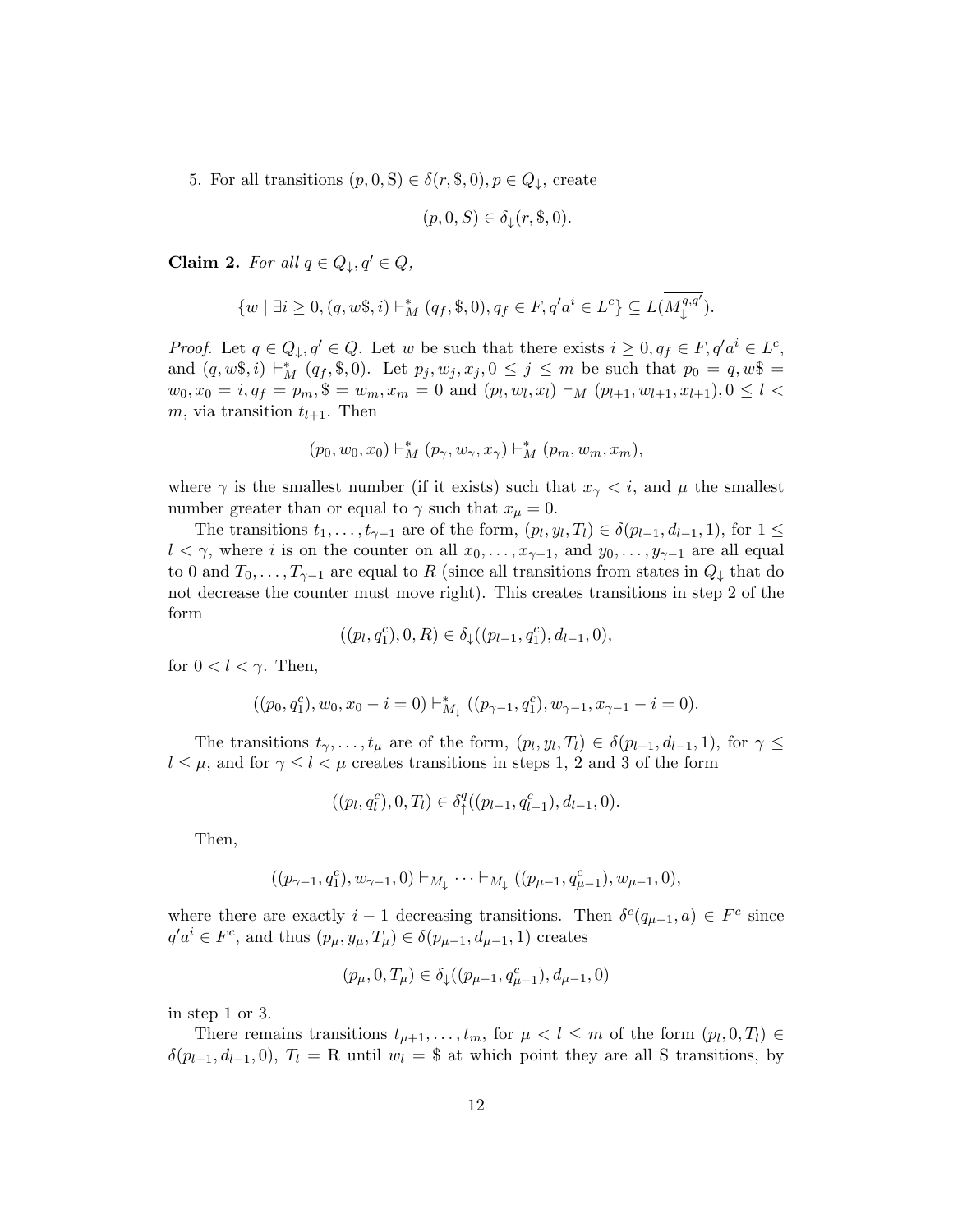5. For all transitions $(p, 0, \mathrm{S}) \in \delta(r, \$, 0), p \in Q_\downarrow$, create

$$(p, 0, S) \in \delta_\downarrow(r, \$, 0).$$

**Claim 2.** *For all $q \in Q_\downarrow, q' \in Q$,*

$$\{w \mid \exists i \geq 0, (q, w\$, i) \vdash_M^* (q_f, \$, 0), q_f \in F, q'a^i \in L^c\} \subseteq L(\overline{M_\downarrow^{q,q'}}).$$

*Proof.* Let $q \in Q_\downarrow, q' \in Q$. Let $w$ be such that there exists $i \geq 0, q_f \in F, q'a^i \in L^c$, and $(q, w\$, i) \vdash_M^* (q_f, \$, 0)$. Let $p_j, w_j, x_j, 0 \leq j \leq m$ be such that $p_0 = q, w\$ = w_0, x_0 = i, q_f = p_m, \$ = w_m, x_m = 0$ and $(p_l, w_l, x_l) \vdash_M (p_{l+1}, w_{l+1}, x_{l+1}), 0 \leq l < m$, via transition $t_{l+1}$. Then

$$(p_0, w_0, x_0) \vdash_M^* (p_\gamma, w_\gamma, x_\gamma) \vdash_M^* (p_m, w_m, x_m),$$

where $\gamma$ is the smallest number (if it exists) such that $x_\gamma < i$, and $\mu$ the smallest number greater than or equal to $\gamma$ such that $x_\mu = 0$.

The transitions $t_1, \ldots, t_{\gamma-1}$ are of the form, $(p_l, y_l, T_l) \in \delta(p_{l-1}, d_{l-1}, 1)$, for $1 \leq l < \gamma$, where $i$ is on the counter on all $x_0, \ldots, x_{\gamma-1}$, and $y_0, \ldots, y_{\gamma-1}$ are all equal to 0 and $T_0, \ldots, T_{\gamma-1}$ are equal to $R$ (since all transitions from states in $Q_\downarrow$ that do not decrease the counter must move right). This creates transitions in step 2 of the form

$$((p_l, q_1^c), 0, R) \in \delta_\downarrow((p_{l-1}, q_1^c), d_{l-1}, 0),$$

for $0 < l < \gamma$. Then,

$$((p_0, q_1^c), w_0, x_0 - i = 0) \vdash_{M_\downarrow}^* ((p_{\gamma-1}, q_1^c), w_{\gamma-1}, x_{\gamma-1} - i = 0).$$

The transitions $t_\gamma, \ldots, t_\mu$ are of the form, $(p_l, y_l, T_l) \in \delta(p_{l-1}, d_{l-1}, 1)$, for $\gamma \leq l \leq \mu$, and for $\gamma \leq l < \mu$ creates transitions in steps 1, 2 and 3 of the form

$$((p_l, q_l^c), 0, T_l) \in \delta_\uparrow^q((p_{l-1}, q_{l-1}^c), d_{l-1}, 0).$$

Then,

$$((p_{\gamma-1}, q_1^c), w_{\gamma-1}, 0) \vdash_{M_\downarrow} \cdots \vdash_{M_\downarrow} ((p_{\mu-1}, q_{\mu-1}^c), w_{\mu-1}, 0),$$

where there are exactly $i - 1$ decreasing transitions. Then $\delta^c(q_{\mu-1}, a) \in F^c$ since $q'a^i \in F^c$, and thus $(p_\mu, y_\mu, T_\mu) \in \delta(p_{\mu-1}, d_{\mu-1}, 1)$ creates

$$(p_\mu, 0, T_\mu) \in \delta_\downarrow((p_{\mu-1}, q_{\mu-1}^c), d_{\mu-1}, 0)$$

in step 1 or 3.

There remains transitions $t_{\mu+1}, \ldots, t_m$, for $\mu < l \leq m$ of the form $(p_l, 0, T_l) \in \delta(p_{l-1}, d_{l-1}, 0)$, $T_l = \mathrm{R}$ until $w_l = \$$ at which point they are all S transitions, by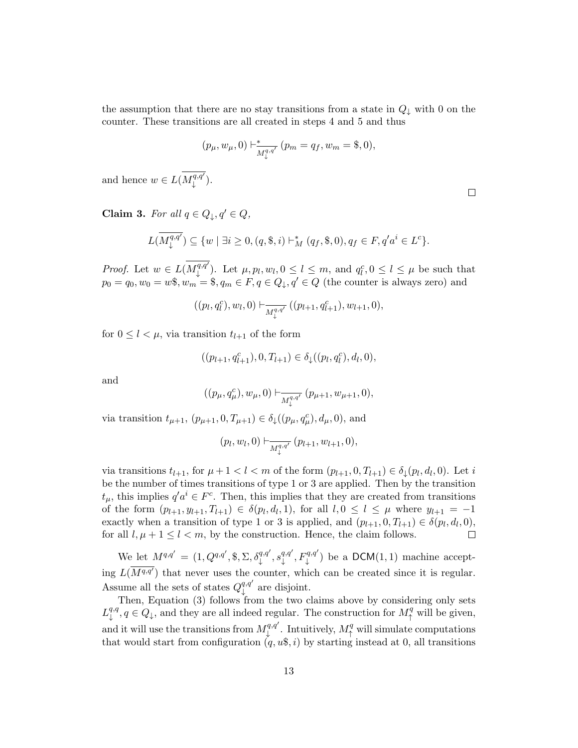the assumption that there are no stay transitions from a state in $Q_\downarrow$ with 0 on the counter. These transitions are all created in steps 4 and 5 and thus

$$(p_\mu, w_\mu, 0) \vdash^*_{M_\downarrow^{q,q'}} (p_m = q_f, w_m = \$, 0),$$

and hence $w \in L(\overline{M_\downarrow^{q,q'}})$.

∎

**Claim 3.** *For all $q \in Q_\downarrow, q' \in Q$,*

$$L(\overline{M_\downarrow^{q,q'}}) \subseteq \{w \mid \exists i \geq 0, (q, \$, i) \vdash^*_M (q_f, \$, 0), q_f \in F, q'a^i \in L^c\}.$$

*Proof.* Let $w \in L(\overline{M_\downarrow^{q,q'}})$. Let $\mu, p_l, w_l, 0 \leq l \leq m$, and $q_l^c, 0 \leq l \leq \mu$ be such that $p_0 = q_0, w_0 = w\$, w_m = \$, q_m \in F, q \in Q_\downarrow, q' \in Q$ (the counter is always zero) and

$$((p_l, q_l^c), w_l, 0) \vdash_{\overline{M_\downarrow^{q,q'}}} ((p_{l+1}, q_{l+1}^c), w_{l+1}, 0),$$

for $0 \leq l < \mu$, via transition $t_{l+1}$ of the form

$$((p_{l+1}, q_{l+1}^c), 0, T_{l+1}) \in \delta_\downarrow((p_l, q_l^c), d_l, 0),$$

and

$$((p_\mu, q_\mu^c), w_\mu, 0) \vdash_{\overline{M_\downarrow^{q,q'}}} (p_{\mu+1}, w_{\mu+1}, 0),$$

via transition $t_{\mu+1}$, $(p_{\mu+1}, 0, T_{\mu+1}) \in \delta_\downarrow((p_\mu, q_\mu^c), d_\mu, 0)$, and

$$(p_l, w_l, 0) \vdash_{\overline{M_\downarrow^{q,q'}}} (p_{l+1}, w_{l+1}, 0),$$

via transitions $t_{l+1}$, for $\mu + 1 < l < m$ of the form $(p_{l+1}, 0, T_{l+1}) \in \delta_\downarrow(p_l, d_l, 0)$. Let $i$ be the number of times transitions of type 1 or 3 are applied. Then by the transition $t_\mu$, this implies $q'a^i \in F^c$. Then, this implies that they are created from transitions of the form $(p_{l+1}, y_{l+1}, T_{l+1}) \in \delta(p_l, d_l, 1)$, for all $l, 0 \leq l \leq \mu$ where $y_{l+1} = -1$ exactly when a transition of type 1 or 3 is applied, and $(p_{l+1}, 0, T_{l+1}) \in \delta(p_l, d_l, 0)$, for all $l, \mu + 1 \leq l < m$, by the construction. Hence, the claim follows. ∎

We let $M^{q,q'} = (1, Q^{q,q'}, \$, \Sigma, \delta_\downarrow^{q,q'}, s_\downarrow^{q,q'}, F_\downarrow^{q,q'})$ be a $\mathsf{DCM}(1,1)$ machine accepting $L(\overline{M^{q,q'}})$ that never uses the counter, which can be created since it is regular. Assume all the sets of states $Q_\downarrow^{q,q'}$ are disjoint.

Then, Equation (3) follows from the two claims above by considering only sets $L_\downarrow^{q,q}, q \in Q_\downarrow$, and they are all indeed regular. The construction for $M_\uparrow^q$ will be given, and it will use the transitions from $M_\downarrow^{q,q'}$. Intuitively, $M_\uparrow^q$ will simulate computations that would start from configuration $(q, u\$, i)$ by starting instead at 0, all transitions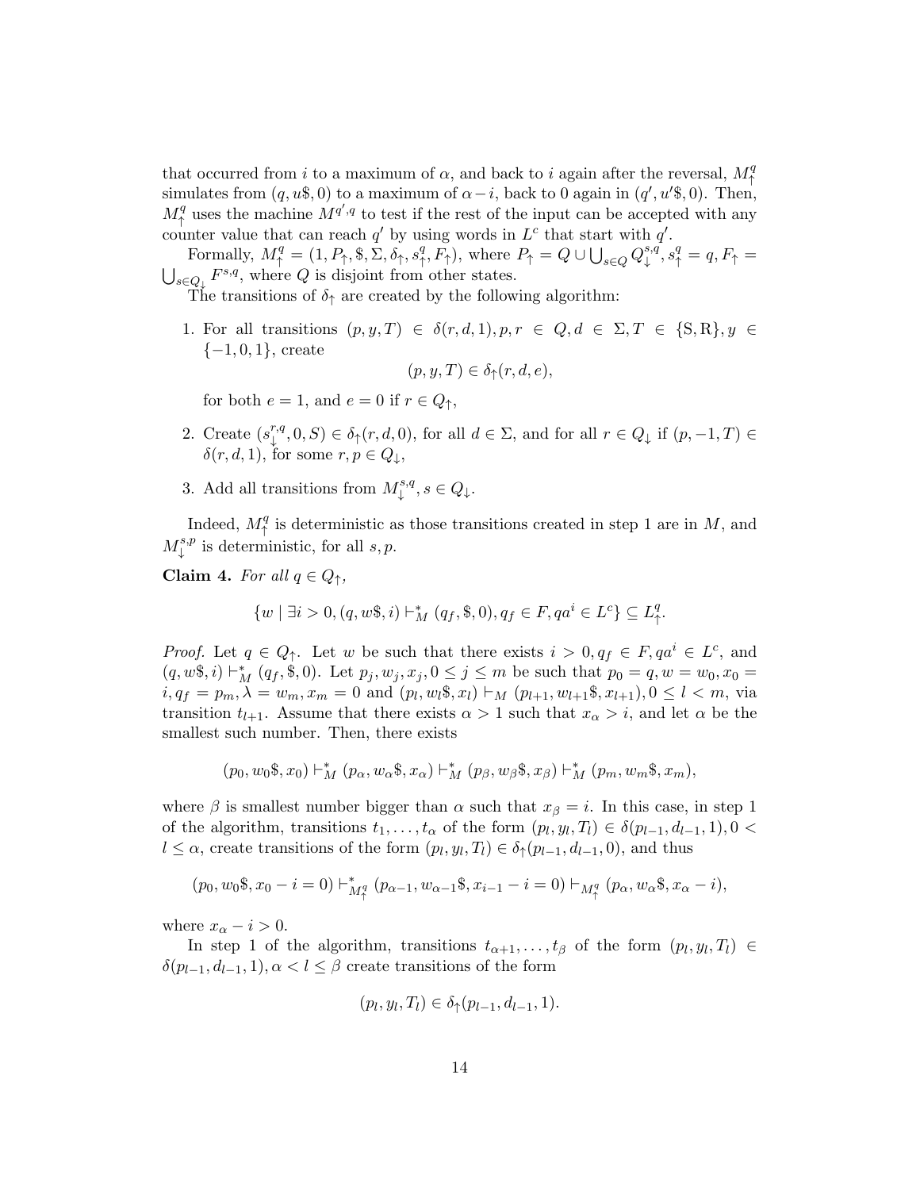that occurred from $i$ to a maximum of $\alpha$, and back to $i$ again after the reversal, $M_{\uparrow}^{q}$ simulates from $(q, u\$, 0)$ to a maximum of $\alpha - i$, back to 0 again in $(q', u'\$, 0)$. Then, $M_{\uparrow}^{q}$ uses the machine $M^{q',q}$ to test if the rest of the input can be accepted with any counter value that can reach $q'$ by using words in $L^c$ that start with $q'$.

Formally, $M_{\uparrow}^{q} = (1, P_{\uparrow}, \$, \Sigma, \delta_{\uparrow}, s_{\uparrow}^{q}, F_{\uparrow})$, where $P_{\uparrow} = Q \cup \bigcup_{s \in Q} Q_{\downarrow}^{s,q}, s_{\uparrow}^{q} = q, F_{\uparrow} = \bigcup_{s \in Q_{\downarrow}} F^{s,q}$, where $Q$ is disjoint from other states.

The transitions of $\delta_{\uparrow}$ are created by the following algorithm:

1. For all transitions $(p, y, T) \in \delta(r, d, 1), p, r \in Q, d \in \Sigma, T \in \{\mathrm{S}, \mathrm{R}\}, y \in \{-1, 0, 1\}$, create
$$(p, y, T) \in \delta_{\uparrow}(r, d, e),$$
for both $e = 1$, and $e = 0$ if $r \in Q_{\uparrow}$,
2. Create $(s_{\downarrow}^{r,q}, 0, S) \in \delta_{\uparrow}(r, d, 0)$, for all $d \in \Sigma$, and for all $r \in Q_{\downarrow}$ if $(p, -1, T) \in \delta(r, d, 1)$, for some $r, p \in Q_{\downarrow}$,
3. Add all transitions from $M_{\downarrow}^{s,q}, s \in Q_{\downarrow}$.

Indeed, $M_{\uparrow}^{q}$ is deterministic as those transitions created in step 1 are in $M$, and $M_{\downarrow}^{s,p}$ is deterministic, for all $s, p$.

**Claim 4.** *For all $q \in Q_{\uparrow}$,*
$$\{w \mid \exists i > 0, (q, w\$, i) \vdash_M^* (q_f, \$, 0), q_f \in F, qa^i \in L^c\} \subseteq L_{\uparrow}^{q}.$$

*Proof.* Let $q \in Q_{\uparrow}$. Let $w$ be such that there exists $i > 0, q_f \in F, qa^i \in L^c$, and $(q, w\$, i) \vdash_M^* (q_f, \$, 0)$. Let $p_j, w_j, x_j, 0 \le j \le m$ be such that $p_0 = q, w = w_0, x_0 = i, q_f = p_m, \lambda = w_m, x_m = 0$ and $(p_l, w_l\$, x_l) \vdash_M (p_{l+1}, w_{l+1}\$, x_{l+1}), 0 \le l < m$, via transition $t_{l+1}$. Assume that there exists $\alpha > 1$ such that $x_\alpha > i$, and let $\alpha$ be the smallest such number. Then, there exists
$$(p_0, w_0\$, x_0) \vdash_M^* (p_\alpha, w_\alpha\$, x_\alpha) \vdash_M^* (p_\beta, w_\beta\$, x_\beta) \vdash_M^* (p_m, w_m\$, x_m),$$
where $\beta$ is smallest number bigger than $\alpha$ such that $x_\beta = i$. In this case, in step 1 of the algorithm, transitions $t_1, \ldots, t_\alpha$ of the form $(p_l, y_l, T_l) \in \delta(p_{l-1}, d_{l-1}, 1), 0 < l \le \alpha$, create transitions of the form $(p_l, y_l, T_l) \in \delta_{\uparrow}(p_{l-1}, d_{l-1}, 0)$, and thus
$$(p_0, w_0\$, x_0 - i = 0) \vdash_{M_{\uparrow}^{q}}^* (p_{\alpha-1}, w_{\alpha-1}\$, x_{i-1} - i = 0) \vdash_{M_{\uparrow}^{q}} (p_\alpha, w_\alpha\$, x_\alpha - i),$$
where $x_\alpha - i > 0$.

In step 1 of the algorithm, transitions $t_{\alpha+1}, \ldots, t_\beta$ of the form $(p_l, y_l, T_l) \in \delta(p_{l-1}, d_{l-1}, 1), \alpha < l \le \beta$ create transitions of the form
$$(p_l, y_l, T_l) \in \delta_{\uparrow}(p_{l-1}, d_{l-1}, 1).$$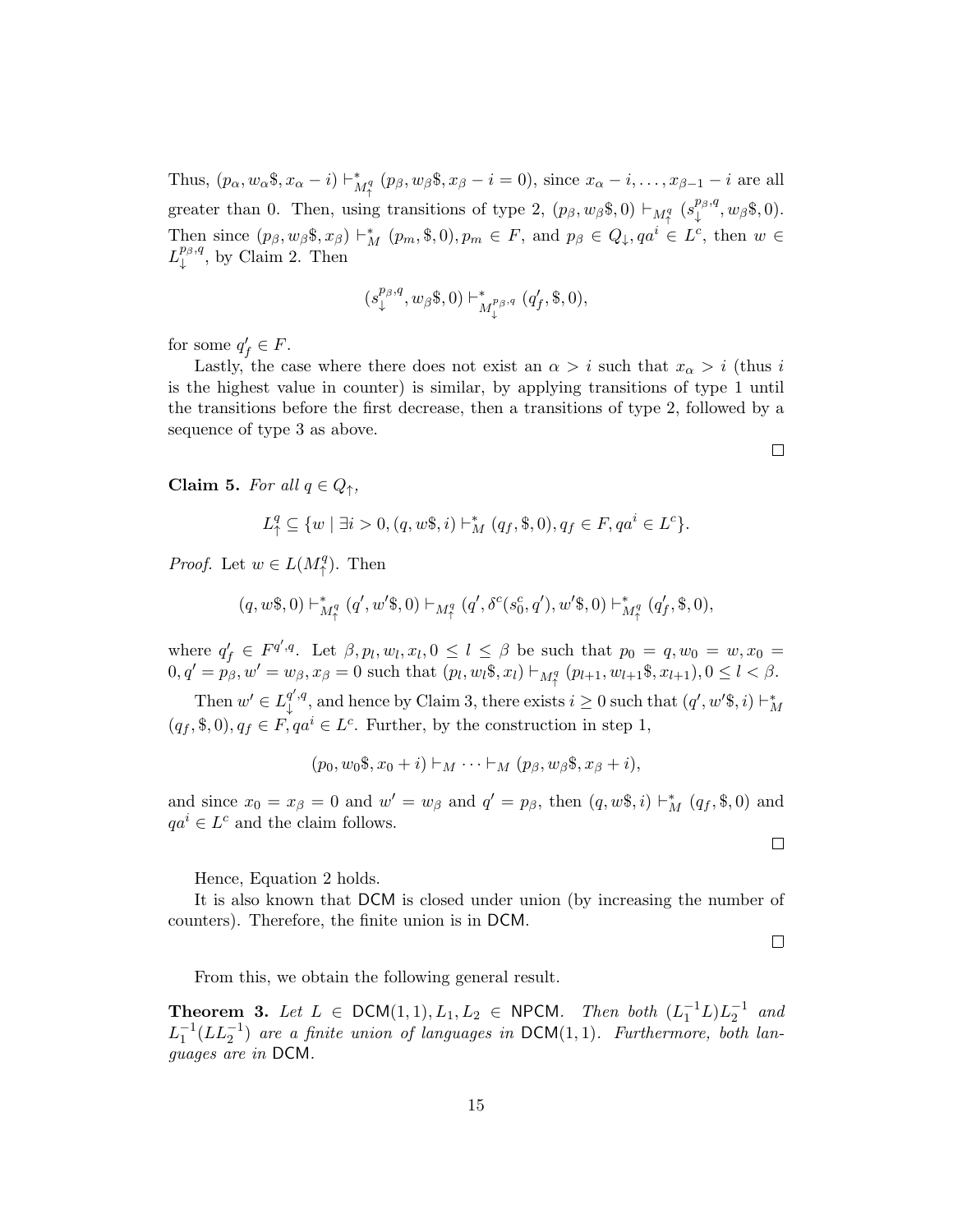Thus, $(p_\alpha, w_\alpha\$, x_\alpha - i) \vdash^*_{M^q_\uparrow} (p_\beta, w_\beta\$, x_\beta - i = 0)$, since $x_\alpha - i, \ldots, x_{\beta-1} - i$ are all greater than 0. Then, using transitions of type 2, $(p_\beta, w_\beta\$, 0) \vdash_{M^q_\uparrow} (s^{p_\beta,q}_\downarrow, w_\beta\$, 0)$. Then since $(p_\beta, w_\beta\$, x_\beta) \vdash^*_M (p_m, \$, 0), p_m \in F$, and $p_\beta \in Q_\downarrow, qa^i \in L^c$, then $w \in L^{p_\beta,q}_\downarrow$, by Claim 2. Then

$$(s^{p_\beta,q}_\downarrow, w_\beta\$, 0) \vdash^*_{M^{p_\beta,q}_\downarrow} (q'_f, \$, 0),$$

for some $q'_f \in F$.

Lastly, the case where there does not exist an $\alpha > i$ such that $x_\alpha > i$ (thus $i$ is the highest value in counter) is similar, by applying transitions of type 1 until the transitions before the first decrease, then a transitions of type 2, followed by a sequence of type 3 as above.

□

**Claim 5.** *For all $q \in Q_\uparrow$,*

$$L^q_\uparrow \subseteq \{w \mid \exists i > 0, (q, w\$, i) \vdash^*_M (q_f, \$, 0), q_f \in F, qa^i \in L^c\}.$$

*Proof.* Let $w \in L(M^q_\uparrow)$. Then

$$(q, w\$, 0) \vdash^*_{M^q_\uparrow} (q', w'\$, 0) \vdash_{M^q_\uparrow} (q', \delta^c(s^c_0, q'), w'\$, 0) \vdash^*_{M^q_\uparrow} (q'_f, \$, 0),$$

where $q'_f \in F^{q',q}$. Let $\beta, p_l, w_l, x_l, 0 \leq l \leq \beta$ be such that $p_0 = q, w_0 = w, x_0 = 0, q' = p_\beta, w' = w_\beta, x_\beta = 0$ such that $(p_l, w_l\$, x_l) \vdash_{M^q_\uparrow} (p_{l+1}, w_{l+1}\$, x_{l+1}), 0 \leq l < \beta$.

Then $w' \in L^{q',q}_\downarrow$, and hence by Claim 3, there exists $i \geq 0$ such that $(q', w'\$, i) \vdash^*_M (q_f, \$, 0), q_f \in F, qa^i \in L^c$. Further, by the construction in step 1,

$$(p_0, w_0\$, x_0 + i) \vdash_M \cdots \vdash_M (p_\beta, w_\beta\$, x_\beta + i),$$

and since $x_0 = x_\beta = 0$ and $w' = w_\beta$ and $q' = p_\beta$, then $(q, w\$, i) \vdash^*_M (q_f, \$, 0)$ and $qa^i \in L^c$ and the claim follows.

□

Hence, Equation 2 holds.

It is also known that DCM is closed under union (by increasing the number of counters). Therefore, the finite union is in DCM.

□

From this, we obtain the following general result.

**Theorem 3.** *Let $L \in \mathsf{DCM}(1,1), L_1, L_2 \in \mathsf{NPCM}$. Then both $(L_1^{-1}L)L_2^{-1}$ and $L_1^{-1}(LL_2^{-1})$ are a finite union of languages in $\mathsf{DCM}(1,1)$. Furthermore, both languages are in $\mathsf{DCM}$.*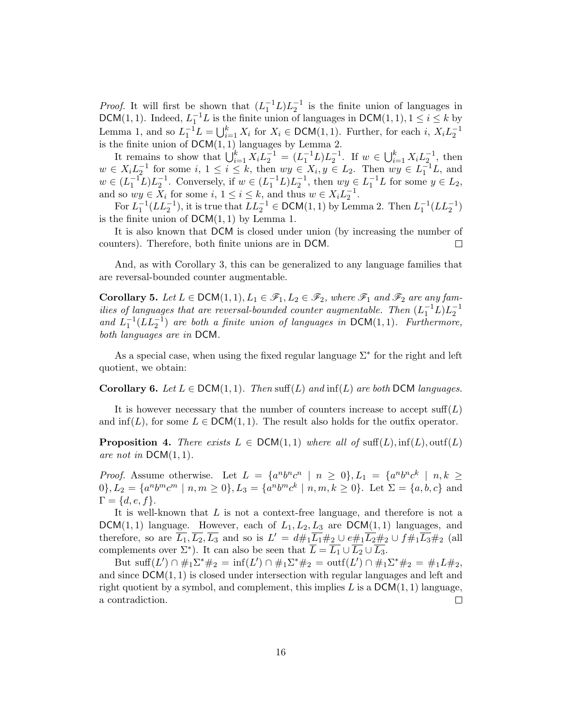*Proof.* It will first be shown that $(L_1^{-1}L)L_2^{-1}$ is the finite union of languages in $\mathsf{DCM}(1,1)$. Indeed, $L_1^{-1}L$ is the finite union of languages in $\mathsf{DCM}(1,1), 1 \leq i \leq k$ by Lemma 1, and so $L_1^{-1}L = \bigcup_{i=1}^{k} X_i$ for $X_i \in \mathsf{DCM}(1,1)$. Further, for each $i$, $X_i L_2^{-1}$ is the finite union of $\mathsf{DCM}(1,1)$ languages by Lemma 2.

It remains to show that $\bigcup_{i=1}^{k} X_i L_2^{-1} = (L_1^{-1}L)L_2^{-1}$. If $w \in \bigcup_{i=1}^{k} X_i L_2^{-1}$, then $w \in X_i L_2^{-1}$ for some $i$, $1 \leq i \leq k$, then $wy \in X_i, y \in L_2$. Then $wy \in L_1^{-1}L$, and $w \in (L_1^{-1}L)L_2^{-1}$. Conversely, if $w \in (L_1^{-1}L)L_2^{-1}$, then $wy \in L_1^{-1}L$ for some $y \in L_2$, and so $wy \in X_i$ for some $i$, $1 \leq i \leq k$, and thus $w \in X_i L_2^{-1}$.

For $L_1^{-1}(LL_2^{-1})$, it is true that $LL_2^{-1} \in \mathsf{DCM}(1,1)$ by Lemma 2. Then $L_1^{-1}(LL_2^{-1})$ is the finite union of $\mathsf{DCM}(1,1)$ by Lemma 1.

It is also known that $\mathsf{DCM}$ is closed under union (by increasing the number of counters). Therefore, both finite unions are in $\mathsf{DCM}$. $\square$

And, as with Corollary 3, this can be generalized to any language families that are reversal-bounded counter augmentable.

**Corollary 5.** *Let $L \in \mathsf{DCM}(1,1), L_1 \in \mathscr{F}_1, L_2 \in \mathscr{F}_2$, where $\mathscr{F}_1$ and $\mathscr{F}_2$ are any families of languages that are reversal-bounded counter augmentable. Then $(L_1^{-1}L)L_2^{-1}$ and $L_1^{-1}(LL_2^{-1})$ are both a finite union of languages in $\mathsf{DCM}(1,1)$. Furthermore, both languages are in $\mathsf{DCM}$.*

As a special case, when using the fixed regular language $\Sigma^*$ for the right and left quotient, we obtain:

**Corollary 6.** *Let $L \in \mathsf{DCM}(1,1)$. Then $\text{suff}(L)$ and $\inf(L)$ are both $\mathsf{DCM}$ languages.*

It is however necessary that the number of counters increase to accept $\text{suff}(L)$ and $\inf(L)$, for some $L \in \mathsf{DCM}(1,1)$. The result also holds for the outfix operator.

**Proposition 4.** *There exists $L \in \mathsf{DCM}(1,1)$ where all of $\text{suff}(L), \inf(L), \text{outf}(L)$ are not in $\mathsf{DCM}(1,1)$.*

*Proof.* Assume otherwise. Let $L = \{a^n b^n c^n \mid n \geq 0\}, L_1 = \{a^n b^n c^k \mid n, k \geq 0\}, L_2 = \{a^n b^m c^m \mid n, m \geq 0\}, L_3 = \{a^n b^m c^k \mid n, m, k \geq 0\}$. Let $\Sigma = \{a, b, c\}$ and $\Gamma = \{d, e, f\}$.

It is well-known that $L$ is not a context-free language, and therefore is not a $\mathsf{DCM}(1,1)$ language. However, each of $L_1, L_2, L_3$ are $\mathsf{DCM}(1,1)$ languages, and therefore, so are $\overline{L_1}, \overline{L_2}, \overline{L_3}$ and so is $L' = d\#_1\overline{L_1}\#_2 \cup e\#_1\overline{L_2}\#_2 \cup f\#_1\overline{L_3}\#_2$ (all complements over $\Sigma^*$). It can also be seen that $\overline{L} = \overline{L_1} \cup \overline{L_2} \cup \overline{L_3}$.

But $\text{suff}(L') \cap \#_1\Sigma^*\#_2 = \inf(L') \cap \#_1\Sigma^*\#_2 = \text{outf}(L') \cap \#_1\Sigma^*\#_2 = \#_1 L \#_2$, and since $\mathsf{DCM}(1,1)$ is closed under intersection with regular languages and left and right quotient by a symbol, and complement, this implies $L$ is a $\mathsf{DCM}(1,1)$ language, a contradiction. $\square$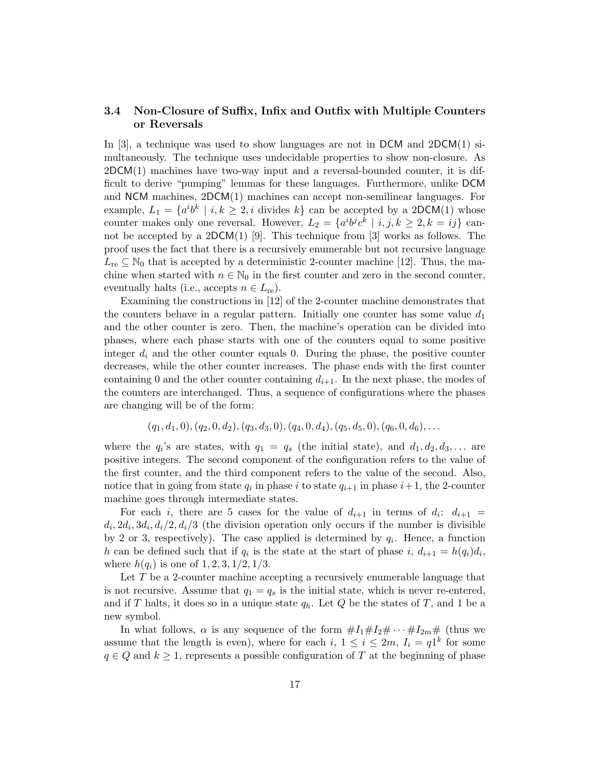### 3.4 Non-Closure of Suffix, Infix and Outfix with Multiple Counters or Reversals

In [3], a technique was used to show languages are not in DCM and 2DCM(1) simultaneously. The technique uses undecidable properties to show non-closure. As 2DCM(1) machines have two-way input and a reversal-bounded counter, it is difficult to derive "pumping" lemmas for these languages. Furthermore, unlike DCM and NCM machines, 2DCM(1) machines can accept non-semilinear languages. For example, $L_1 = \{a^i b^k \mid i, k \geq 2, i \text{ divides } k\}$ can be accepted by a 2DCM(1) whose counter makes only one reversal. However, $L_2 = \{a^i b^j c^k \mid i, j, k \geq 2, k = ij\}$ cannot be accepted by a 2DCM(1) [9]. This technique from [3] works as follows. The proof uses the fact that there is a recursively enumerable but not recursive language $L_{\text{re}} \subseteq \mathbb{N}_0$ that is accepted by a deterministic 2-counter machine [12]. Thus, the machine when started with $n \in \mathbb{N}_0$ in the first counter and zero in the second counter, eventually halts (i.e., accepts $n \in L_{\text{re}}$).

Examining the constructions in [12] of the 2-counter machine demonstrates that the counters behave in a regular pattern. Initially one counter has some value $d_1$ and the other counter is zero. Then, the machine's operation can be divided into phases, where each phase starts with one of the counters equal to some positive integer $d_i$ and the other counter equals 0. During the phase, the positive counter decreases, while the other counter increases. The phase ends with the first counter containing 0 and the other counter containing $d_{i+1}$. In the next phase, the modes of the counters are interchanged. Thus, a sequence of configurations where the phases are changing will be of the form:

$$(q_1, d_1, 0), (q_2, 0, d_2), (q_3, d_3, 0), (q_4, 0, d_4), (q_5, d_5, 0), (q_6, 0, d_6), \ldots$$

where the $q_i$'s are states, with $q_1 = q_s$ (the initial state), and $d_1, d_2, d_3, \ldots$ are positive integers. The second component of the configuration refers to the value of the first counter, and the third component refers to the value of the second. Also, notice that in going from state $q_i$ in phase $i$ to state $q_{i+1}$ in phase $i+1$, the 2-counter machine goes through intermediate states.

For each $i$, there are 5 cases for the value of $d_{i+1}$ in terms of $d_i$: $d_{i+1} = d_i, 2d_i, 3d_i, d_i/2, d_i/3$ (the division operation only occurs if the number is divisible by 2 or 3, respectively). The case applied is determined by $q_i$. Hence, a function $h$ can be defined such that if $q_i$ is the state at the start of phase $i$, $d_{i+1} = h(q_i)d_i$, where $h(q_i)$ is one of $1, 2, 3, 1/2, 1/3$.

Let $T$ be a 2-counter machine accepting a recursively enumerable language that is not recursive. Assume that $q_1 = q_s$ is the initial state, which is never re-entered, and if $T$ halts, it does so in a unique state $q_h$. Let $Q$ be the states of $T$, and 1 be a new symbol.

In what follows, $\alpha$ is any sequence of the form $\#I_1\#I_2\#\cdots\#I_{2m}\#$ (thus we assume that the length is even), where for each $i$, $1 \leq i \leq 2m$, $I_i = q1^k$ for some $q \in Q$ and $k \geq 1$, represents a possible configuration of $T$ at the beginning of phase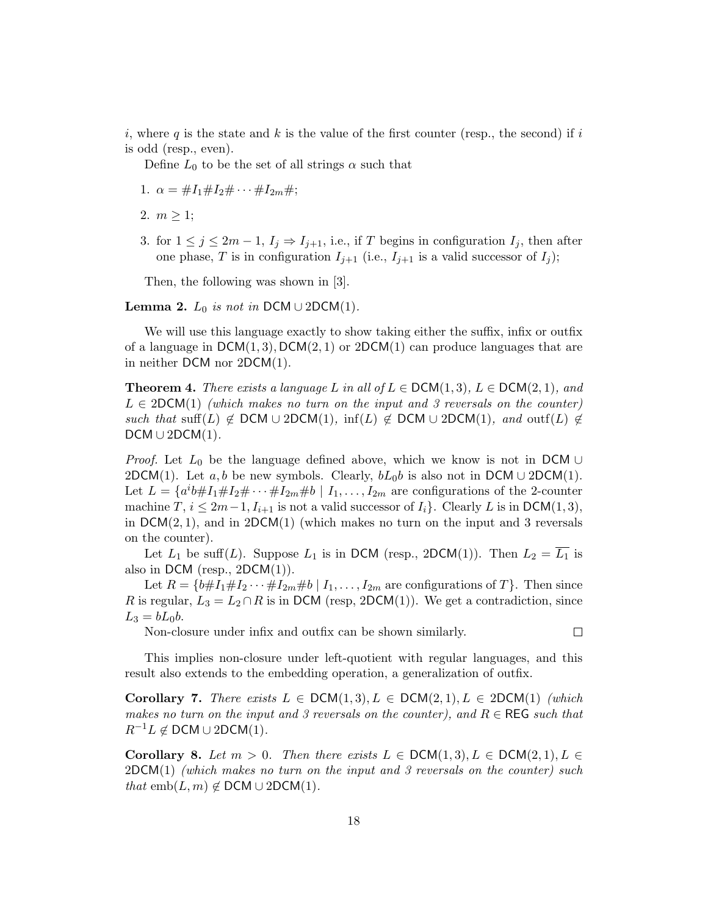$i$, where $q$ is the state and $k$ is the value of the first counter (resp., the second) if $i$ is odd (resp., even).

Define $L_0$ to be the set of all strings $\alpha$ such that

1. $\alpha = \#I_1\#I_2\# \cdots \#I_{2m}\#$;
2. $m \geq 1$;
3. for $1 \leq j \leq 2m-1$, $I_j \Rightarrow I_{j+1}$, i.e., if $T$ begins in configuration $I_j$, then after one phase, $T$ is in configuration $I_{j+1}$ (i.e., $I_{j+1}$ is a valid successor of $I_j$);

Then, the following was shown in [3].

**Lemma 2.** *$L_0$ is not in $\mathsf{DCM} \cup \mathsf{2DCM}(1)$.*

We will use this language exactly to show taking either the suffix, infix or outfix of a language in $\mathsf{DCM}(1,3), \mathsf{DCM}(2,1)$ or $\mathsf{2DCM}(1)$ can produce languages that are in neither $\mathsf{DCM}$ nor $\mathsf{2DCM}(1)$.

**Theorem 4.** *There exists a language $L$ in all of $L \in \mathsf{DCM}(1,3)$, $L \in \mathsf{DCM}(2,1)$, and $L \in \mathsf{2DCM}(1)$ (which makes no turn on the input and 3 reversals on the counter) such that $\mathrm{suff}(L) \notin \mathsf{DCM} \cup \mathsf{2DCM}(1)$, $\mathrm{inf}(L) \notin \mathsf{DCM} \cup \mathsf{2DCM}(1)$, and $\mathrm{outf}(L) \notin \mathsf{DCM} \cup \mathsf{2DCM}(1)$.*

*Proof.* Let $L_0$ be the language defined above, which we know is not in $\mathsf{DCM} \cup \mathsf{2DCM}(1)$. Let $a, b$ be new symbols. Clearly, $bL_0b$ is also not in $\mathsf{DCM} \cup \mathsf{2DCM}(1)$. Let $L = \{a^i b\#I_1\#I_2\# \cdots \#I_{2m}\#b \mid I_1, \ldots, I_{2m}$ are configurations of the 2-counter machine $T$, $i \leq 2m-1$, $I_{i+1}$ is not a valid successor of $I_i\}$. Clearly $L$ is in $\mathsf{DCM}(1,3)$, in $\mathsf{DCM}(2,1)$, and in $\mathsf{2DCM}(1)$ (which makes no turn on the input and 3 reversals on the counter).

Let $L_1$ be $\mathrm{suff}(L)$. Suppose $L_1$ is in $\mathsf{DCM}$ (resp., $\mathsf{2DCM}(1)$). Then $L_2 = \overline{L_1}$ is also in $\mathsf{DCM}$ (resp., $\mathsf{2DCM}(1)$).

Let $R = \{b\#I_1\#I_2 \cdots \#I_{2m}\#b \mid I_1, \ldots, I_{2m}$ are configurations of $T\}$. Then since $R$ is regular, $L_3 = L_2 \cap R$ is in $\mathsf{DCM}$ (resp, $\mathsf{2DCM}(1)$). We get a contradiction, since $L_3 = bL_0b$.

Non-closure under infix and outfix can be shown similarly. $\square$

This implies non-closure under left-quotient with regular languages, and this result also extends to the embedding operation, a generalization of outfix.

**Corollary 7.** *There exists $L \in \mathsf{DCM}(1,3), L \in \mathsf{DCM}(2,1), L \in \mathsf{2DCM}(1)$ (which makes no turn on the input and 3 reversals on the counter), and $R \in \mathsf{REG}$ such that $R^{-1}L \notin \mathsf{DCM} \cup \mathsf{2DCM}(1)$.*

**Corollary 8.** *Let $m > 0$. Then there exists $L \in \mathsf{DCM}(1,3), L \in \mathsf{DCM}(2,1), L \in \mathsf{2DCM}(1)$ (which makes no turn on the input and 3 reversals on the counter) such that $\mathrm{emb}(L,m) \notin \mathsf{DCM} \cup \mathsf{2DCM}(1)$.*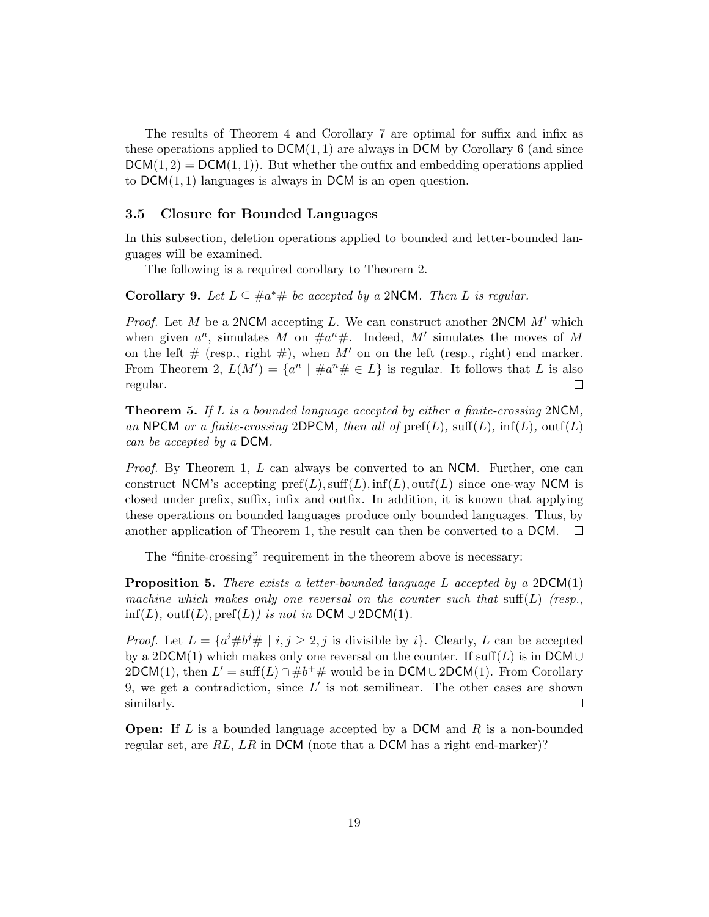The results of Theorem 4 and Corollary 7 are optimal for suffix and infix as these operations applied to $\mathsf{DCM}(1,1)$ are always in $\mathsf{DCM}$ by Corollary 6 (and since $\mathsf{DCM}(1,2) = \mathsf{DCM}(1,1)$). But whether the outfix and embedding operations applied to $\mathsf{DCM}(1,1)$ languages is always in $\mathsf{DCM}$ is an open question.

### 3.5 Closure for Bounded Languages

In this subsection, deletion operations applied to bounded and letter-bounded languages will be examined.

The following is a required corollary to Theorem 2.

**Corollary 9.** *Let $L \subseteq \#a^*\#$ be accepted by a* $\mathsf{2NCM}$*. Then $L$ is regular.*

*Proof.* Let $M$ be a $\mathsf{2NCM}$ accepting $L$. We can construct another $\mathsf{2NCM}$ $M'$ which when given $a^n$, simulates $M$ on $\#a^n\#$. Indeed, $M'$ simulates the moves of $M$ on the left $\#$ (resp., right $\#$), when $M'$ on on the left (resp., right) end marker. From Theorem 2, $L(M') = \{a^n \mid \#a^n\# \in L\}$ is regular. It follows that $L$ is also regular. $\square$

**Theorem 5.** *If $L$ is a bounded language accepted by either a finite-crossing* $\mathsf{2NCM}$*, an* $\mathsf{NPCM}$ *or a finite-crossing* $\mathsf{2DPCM}$*, then all of $\mathrm{pref}(L)$, $\mathrm{suff}(L)$, $\mathrm{inf}(L)$, $\mathrm{outf}(L)$ can be accepted by a* $\mathsf{DCM}$*.*

*Proof.* By Theorem 1, $L$ can always be converted to an $\mathsf{NCM}$. Further, one can construct $\mathsf{NCM}$'s accepting $\mathrm{pref}(L), \mathrm{suff}(L), \mathrm{inf}(L), \mathrm{outf}(L)$ since one-way $\mathsf{NCM}$ is closed under prefix, suffix, infix and outfix. In addition, it is known that applying these operations on bounded languages produce only bounded languages. Thus, by another application of Theorem 1, the result can then be converted to a $\mathsf{DCM}$. $\square$

The "finite-crossing" requirement in the theorem above is necessary:

**Proposition 5.** *There exists a letter-bounded language $L$ accepted by a* $\mathsf{2DCM}(1)$ *machine which makes only one reversal on the counter such that $\mathrm{suff}(L)$ (resp., $\mathrm{inf}(L)$, $\mathrm{outf}(L)$, $\mathrm{pref}(L)$) is not in* $\mathsf{DCM} \cup \mathsf{2DCM}(1)$*.*

*Proof.* Let $L = \{a^i\#b^j\# \mid i, j \geq 2, j \text{ is divisible by } i\}$. Clearly, $L$ can be accepted by a $\mathsf{2DCM}(1)$ which makes only one reversal on the counter. If $\mathrm{suff}(L)$ is in $\mathsf{DCM} \cup \mathsf{2DCM}(1)$, then $L' = \mathrm{suff}(L) \cap \#b^+\#$ would be in $\mathsf{DCM} \cup \mathsf{2DCM}(1)$. From Corollary 9, we get a contradiction, since $L'$ is not semilinear. The other cases are shown similarly. $\square$

**Open:** If $L$ is a bounded language accepted by a $\mathsf{DCM}$ and $R$ is a non-bounded regular set, are $RL$, $LR$ in $\mathsf{DCM}$ (note that a $\mathsf{DCM}$ has a right end-marker)?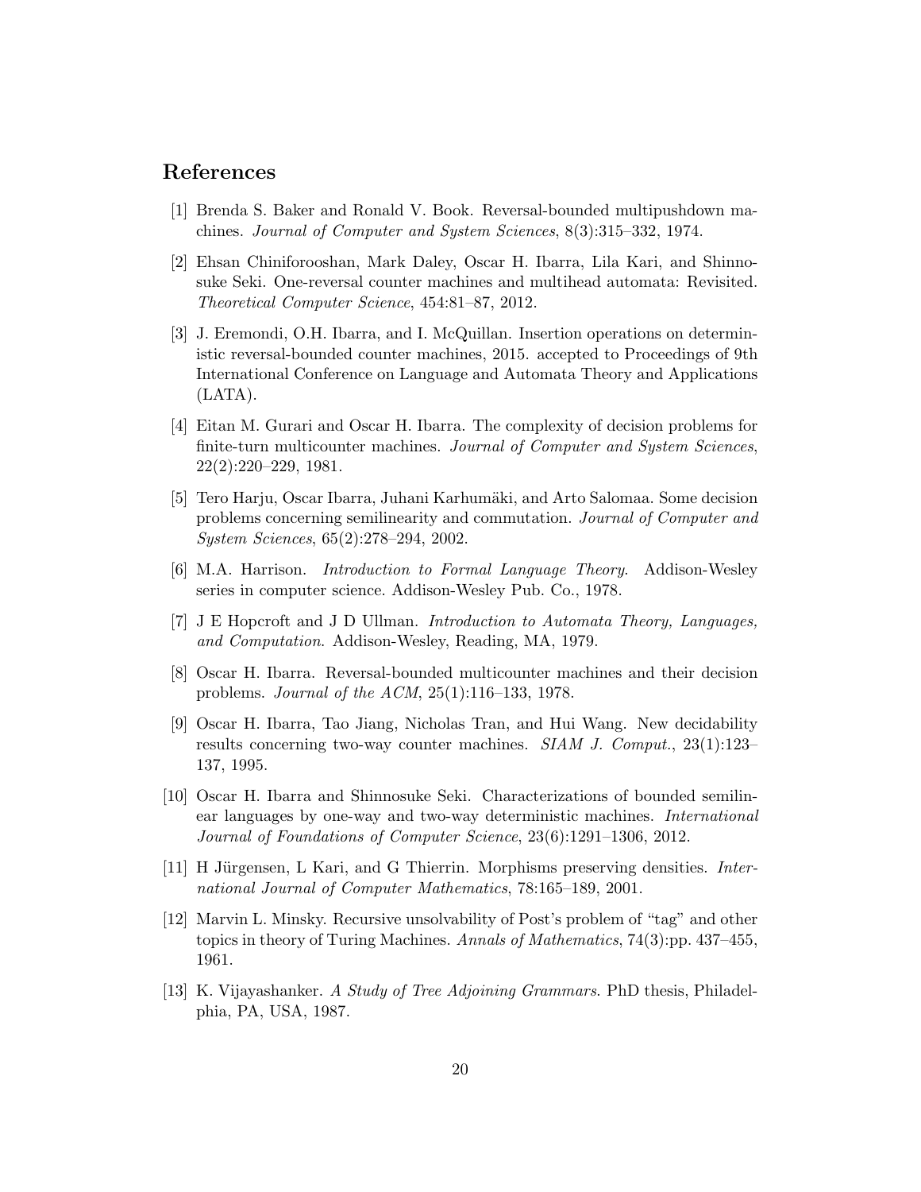## References

[1] Brenda S. Baker and Ronald V. Book. Reversal-bounded multipushdown machines. *Journal of Computer and System Sciences*, 8(3):315–332, 1974.

[2] Ehsan Chiniforooshan, Mark Daley, Oscar H. Ibarra, Lila Kari, and Shinnosuke Seki. One-reversal counter machines and multihead automata: Revisited. *Theoretical Computer Science*, 454:81–87, 2012.

[3] J. Eremondi, O.H. Ibarra, and I. McQuillan. Insertion operations on deterministic reversal-bounded counter machines, 2015. accepted to Proceedings of 9th International Conference on Language and Automata Theory and Applications (LATA).

[4] Eitan M. Gurari and Oscar H. Ibarra. The complexity of decision problems for finite-turn multicounter machines. *Journal of Computer and System Sciences*, 22(2):220–229, 1981.

[5] Tero Harju, Oscar Ibarra, Juhani Karhumäki, and Arto Salomaa. Some decision problems concerning semilinearity and commutation. *Journal of Computer and System Sciences*, 65(2):278–294, 2002.

[6] M.A. Harrison. *Introduction to Formal Language Theory*. Addison-Wesley series in computer science. Addison-Wesley Pub. Co., 1978.

[7] J E Hopcroft and J D Ullman. *Introduction to Automata Theory, Languages, and Computation*. Addison-Wesley, Reading, MA, 1979.

[8] Oscar H. Ibarra. Reversal-bounded multicounter machines and their decision problems. *Journal of the ACM*, 25(1):116–133, 1978.

[9] Oscar H. Ibarra, Tao Jiang, Nicholas Tran, and Hui Wang. New decidability results concerning two-way counter machines. *SIAM J. Comput.*, 23(1):123–137, 1995.

[10] Oscar H. Ibarra and Shinnosuke Seki. Characterizations of bounded semilinear languages by one-way and two-way deterministic machines. *International Journal of Foundations of Computer Science*, 23(6):1291–1306, 2012.

[11] H Jürgensen, L Kari, and G Thierrin. Morphisms preserving densities. *International Journal of Computer Mathematics*, 78:165–189, 2001.

[12] Marvin L. Minsky. Recursive unsolvability of Post's problem of "tag" and other topics in theory of Turing Machines. *Annals of Mathematics*, 74(3):pp. 437–455, 1961.

[13] K. Vijayashanker. *A Study of Tree Adjoining Grammars*. PhD thesis, Philadelphia, PA, USA, 1987.